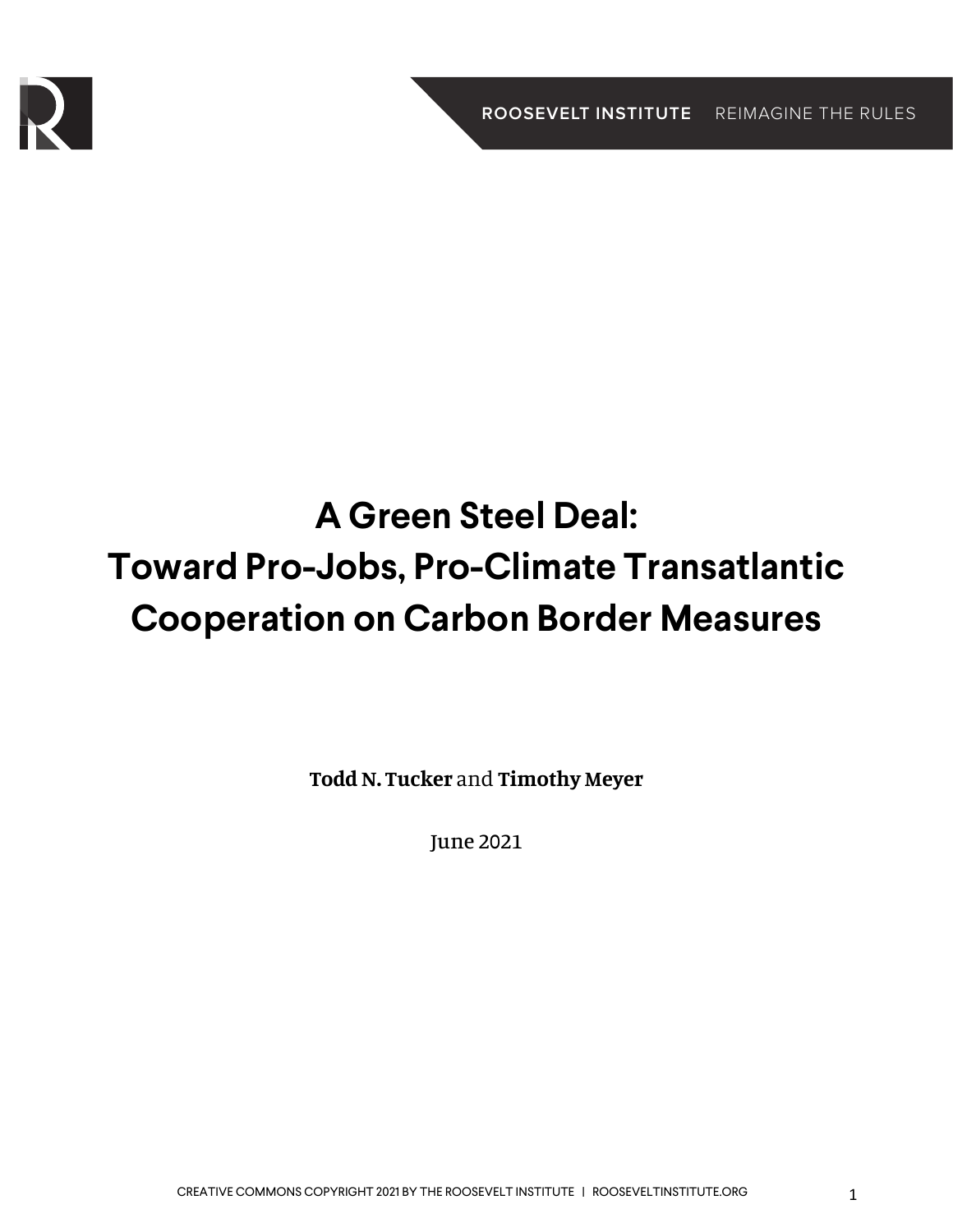# A Green Steel Deal: Toward Pro-Jobs, Pro-Climate Transatlantic Cooperation on Carbon Border Measures

**Todd N. Tucker** and **Timothy Meyer**

June 2021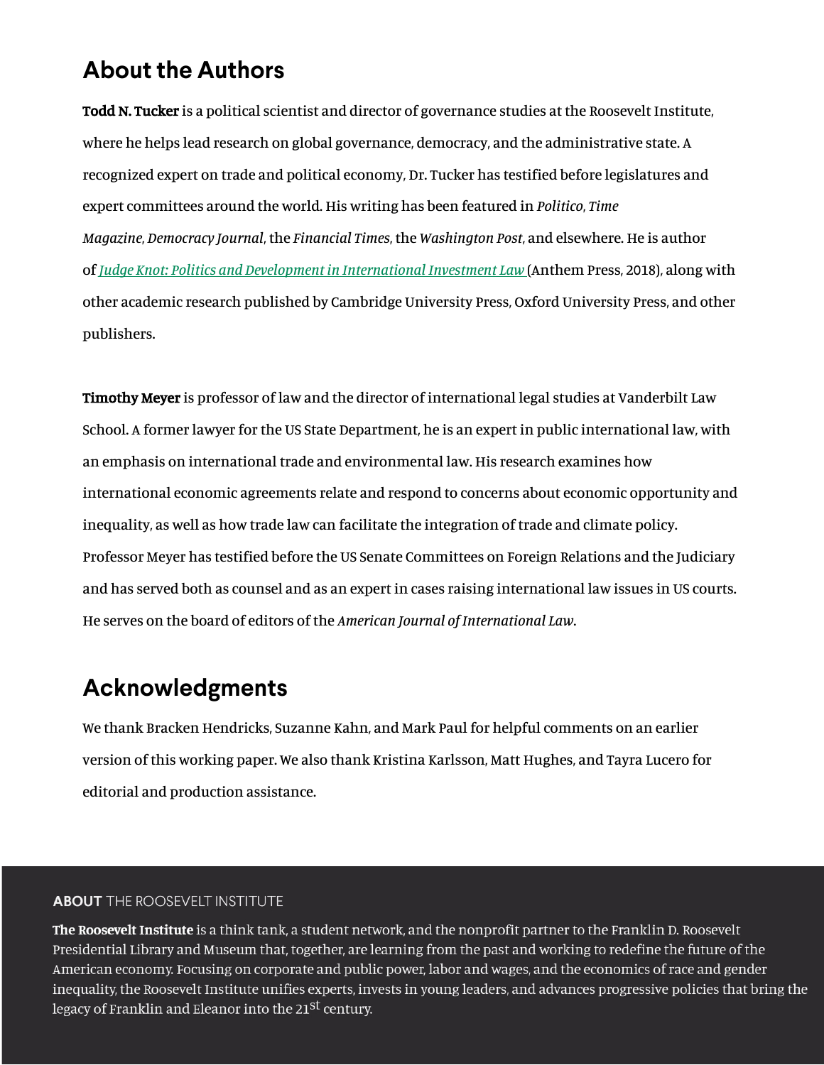## About the Authors

**Todd N. Tucker** is a political scientist and director of governance studies at the Roosevelt Institute, where he helps lead research on global governance, democracy, and the administrative state. A recognized expert on trade and political economy, Dr. Tucker has testified before legislatures and expert committees around the world. His writing has been featured in *Politico*, *Time Magazine*, *Democracy Journal*, the *Financial Times*, the *Washington Post*, and elsewhere. He is author of *Judge Knot: Politics and Development in International Investment Law* (Anthem Press, 2018), along with other academic research published by Cambridge University Press, Oxford University Press, and other publishers.

**Timothy Meyer** is professor of law and the director of international legal studies at Vanderbilt Law School. A former lawyer for the US State Department, he is an expert in public international law, with an emphasis on international trade and environmental law. His research examines how international economic agreements relate and respond to concerns about economic opportunity and inequality, as well as how trade law can facilitate the integration of trade and climate policy. Professor Meyer has testified before the US Senate Committees on Foreign Relations and the Judiciary and has served both as counsel and as an expert in cases raising international law issues in US courts. He serves on the board of editors of the *American Journal of International Law*.

## Acknowledgments

We thank Bracken Hendricks, Suzanne Kahn, and Mark Paul for helpful comments on an earlier version of this working paper. We also thank Kristina Karlsson, Matt Hughes, and Tayra Lucero for editorial and production assistance.

**ABOUT** THE ROOSEVELT INSTITUTE

**The Roosevelt Institute** is a think tank, a student network, and the nonprofit partner to the Franklin D. Roosevelt Presidential Library and Museum that, together, are learning from the past and working to redefine the future of the American economy. Focusing on corporate and public power, labor and wages, and the economics of race and gender inequality, the Roosevelt Institute unifies experts, invests in young leaders, and advances progressive policies that bring the legacy of Franklin and Eleanor into the 21st century.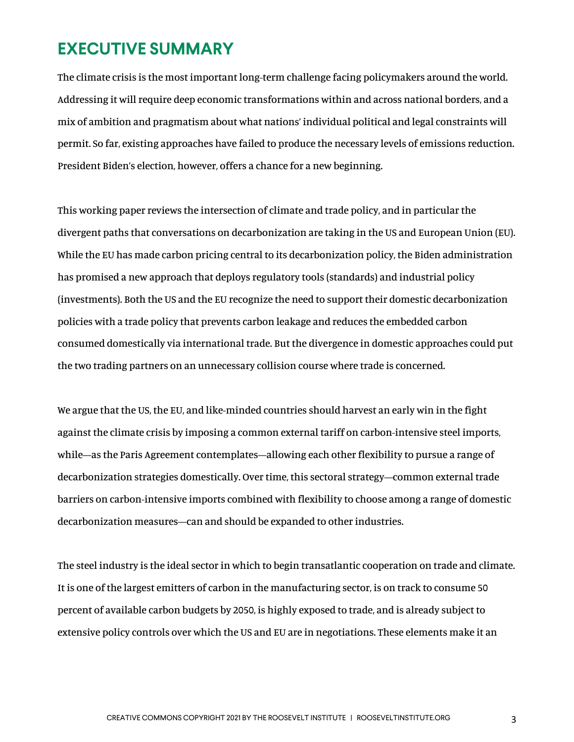# EXECUTIVE SUMMARY

The climate crisis is the most important long-term challenge facing policymakers around the world. Addressing it will require deep economic transformations within and across national borders, and a mix of ambition and pragmatism about what nations' individual political and legal constraints will permit. So far, existing approaches have failed to produce the necessary levels of emissions reduction. President Biden's election, however, offers a chance for a new beginning.

This working paper reviews the intersection of climate and trade policy, and in particular the divergent paths that conversations on decarbonization are taking in the US and European Union (EU). While the EU has made carbon pricing central to its decarbonization policy, the Biden administration has promised a new approach that deploys regulatory tools (standards) and industrial policy (investments). Both the US and the EU recognize the need to support their domestic decarbonization policies with a trade policy that prevents carbon leakage and reduces the embedded carbon consumed domestically via international trade. But the divergence in domestic approaches could put the two trading partners on an unnecessary collision course where trade is concerned.

We argue that the US, the EU, and like-minded countries should harvest an early win in the fight against the climate crisis by imposing a common external tariff on carbon-intensive steel imports, while—as the Paris Agreement contemplates—allowing each other flexibility to pursue a range of decarbonization strategies domestically. Over time, this sectoral strategy—common external trade barriers on carbon-intensive imports combined with flexibility to choose among a range of domestic decarbonization measures—can and should be expanded to other industries.

The steel industry is the ideal sector in which to begin transatlantic cooperation on trade and climate. It is one of the largest emitters of carbon in the manufacturing sector, is on track to consume 50 percent of available carbon budgets by 2050, is highly exposed to trade, and is already subject to extensive policy controls over which the US and EU are in negotiations. These elements make it an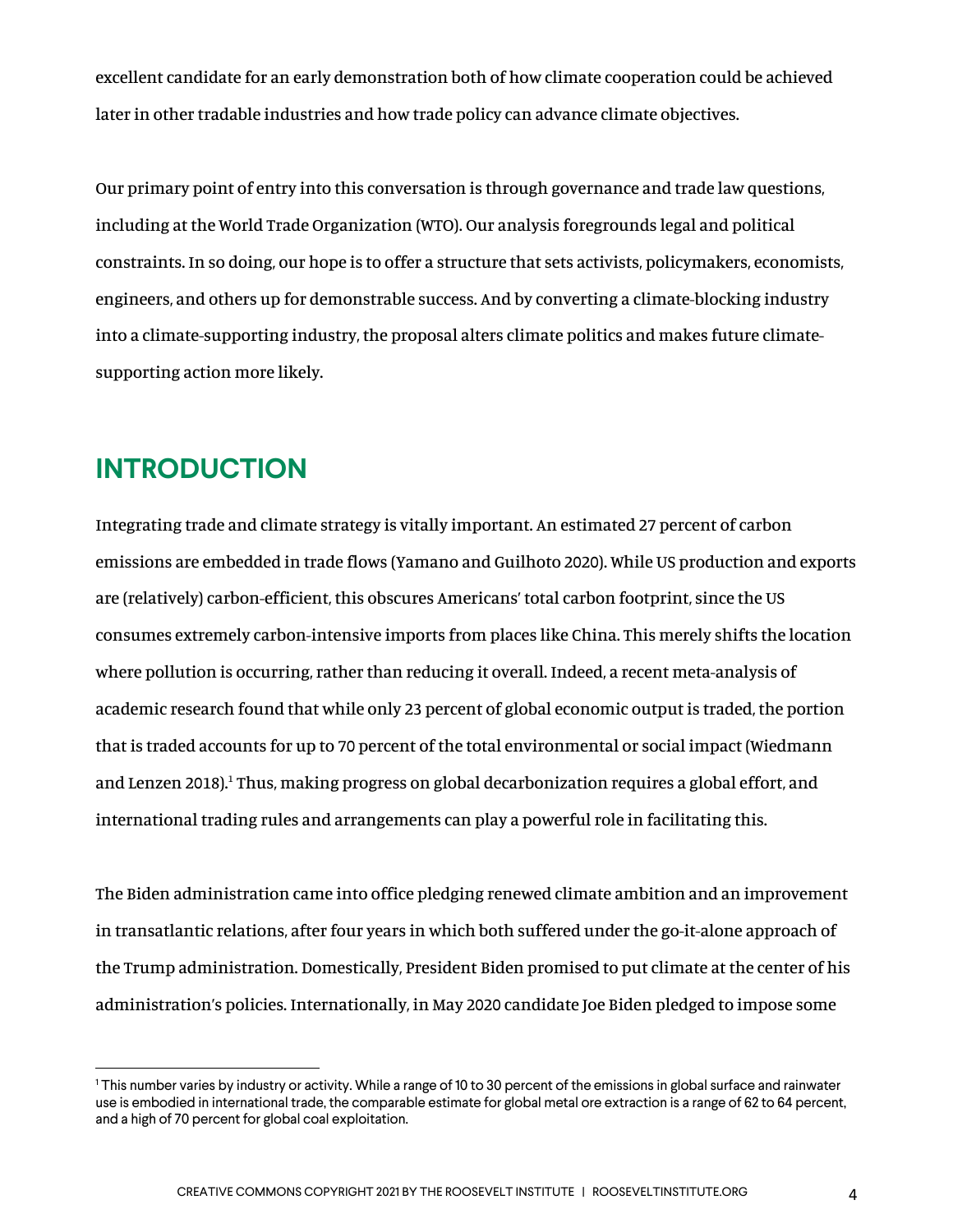excellent candidate for an early demonstration both of how climate cooperation could be achieved later in other tradable industries and how trade policy can advance climate objectives.

Our primary point of entry into this conversation is through governance and trade law questions, including at the World Trade Organization (WTO). Our analysis foregrounds legal and political constraints. In so doing, our hope is to offer a structure that sets activists, policymakers, economists, engineers, and others up for demonstrable success. And by converting a climate-blocking industry into a climate-supporting industry, the proposal alters climate politics and makes future climate-supporting action more likely.

## INTRODUCTION

Integrating trade and climate strategy is vitally important. An estimated 27 percent of carbon emissions are embedded in trade flows (Yamano and Guilhoto 2020). While US production and exports are (relatively) carbon-efficient, this obscures Americans' total carbon footprint, since the US consumes extremely carbon-intensive imports from places like China. This merely shifts the location where pollution is occurring, rather than reducing it overall. Indeed, a recent meta-analysis of academic research found that while only 23 percent of global economic output is traded, the portion that is traded accounts for up to 70 percent of the total environmental or social impact (Wiedmann and Lenzen 2018).[1] Thus, making progress on global decarbonization requires a global effort, and international trading rules and arrangements can play a powerful role in facilitating this.

The Biden administration came into office pledging renewed climate ambition and an improvement in transatlantic relations, after four years in which both suffered under the go-it-alone approach of the Trump administration. Domestically, President Biden promised to put climate at the center of his administration's policies. Internationally, in May 2020 candidate Joe Biden pledged to impose some

[1] This number varies by industry or activity. While a range of 10 to 30 percent of the emissions in global surface and rainwater use is embodied in international trade, the comparable estimate for global metal ore extraction is a range of 62 to 64 percent, and a high of 70 percent for global coal exploitation.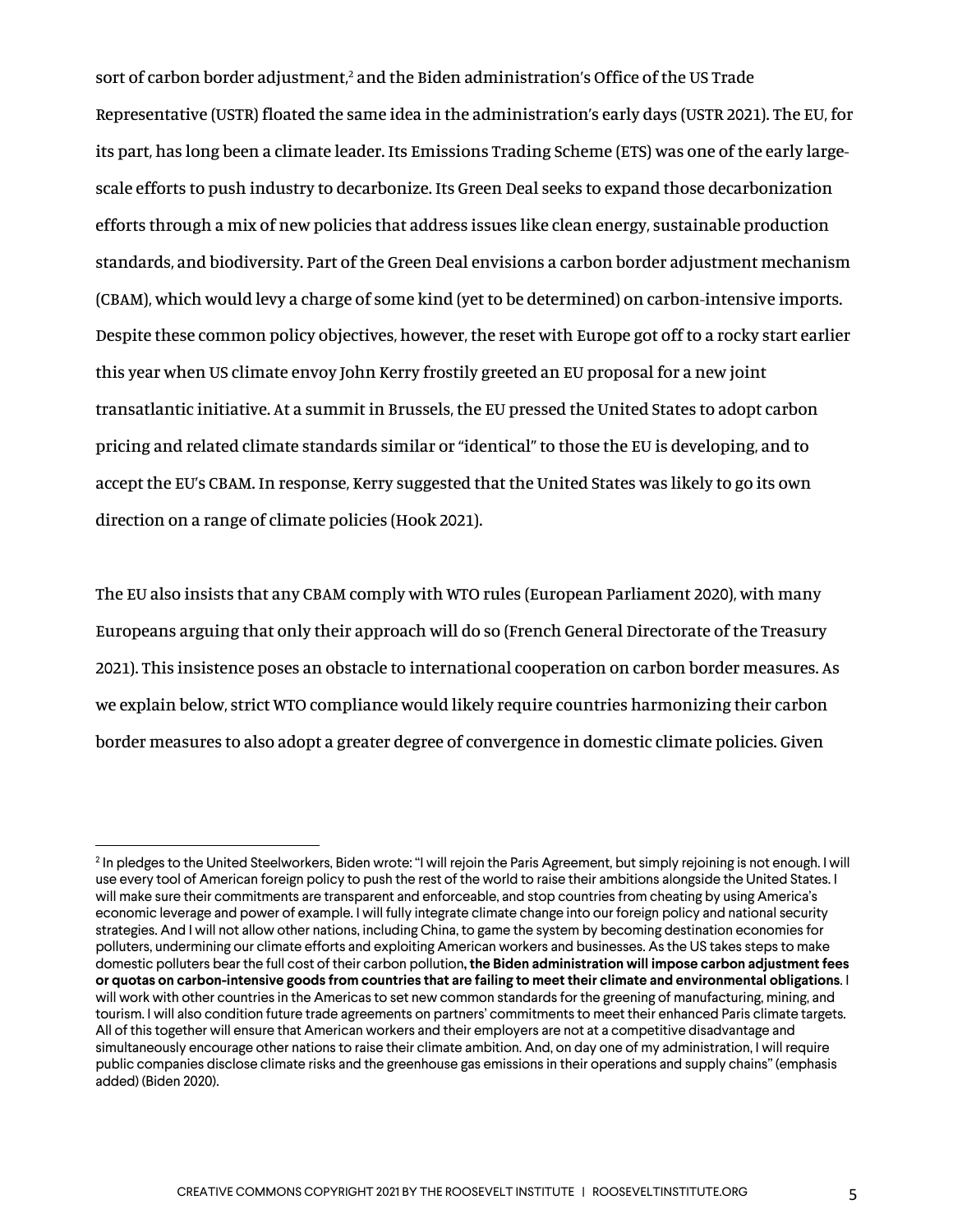sort of carbon border adjustment,[2] and the Biden administration's Office of the US Trade Representative (USTR) floated the same idea in the administration's early days (USTR 2021). The EU, for its part, has long been a climate leader. Its Emissions Trading Scheme (ETS) was one of the early large-scale efforts to push industry to decarbonize. Its Green Deal seeks to expand those decarbonization efforts through a mix of new policies that address issues like clean energy, sustainable production standards, and biodiversity. Part of the Green Deal envisions a carbon border adjustment mechanism (CBAM), which would levy a charge of some kind (yet to be determined) on carbon-intensive imports. Despite these common policy objectives, however, the reset with Europe got off to a rocky start earlier this year when US climate envoy John Kerry frostily greeted an EU proposal for a new joint transatlantic initiative. At a summit in Brussels, the EU pressed the United States to adopt carbon pricing and related climate standards similar or "identical" to those the EU is developing, and to accept the EU's CBAM. In response, Kerry suggested that the United States was likely to go its own direction on a range of climate policies (Hook 2021).

The EU also insists that any CBAM comply with WTO rules (European Parliament 2020), with many Europeans arguing that only their approach will do so (French General Directorate of the Treasury 2021). This insistence poses an obstacle to international cooperation on carbon border measures. As we explain below, strict WTO compliance would likely require countries harmonizing their carbon border measures to also adopt a greater degree of convergence in domestic climate policies. Given

---

[2] In pledges to the United Steelworkers, Biden wrote: "I will rejoin the Paris Agreement, but simply rejoining is not enough. I will use every tool of American foreign policy to push the rest of the world to raise their ambitions alongside the United States. I will make sure their commitments are transparent and enforceable, and stop countries from cheating by using America's economic leverage and power of example. I will fully integrate climate change into our foreign policy and national security strategies. And I will not allow other nations, including China, to game the system by becoming destination economies for polluters, undermining our climate efforts and exploiting American workers and businesses. As the US takes steps to make domestic polluters bear the full cost of their carbon pollution, **the Biden administration will impose carbon adjustment fees or quotas on carbon-intensive goods from countries that are failing to meet their climate and environmental obligations**. I will work with other countries in the Americas to set new common standards for the greening of manufacturing, mining, and tourism. I will also condition future trade agreements on partners' commitments to meet their enhanced Paris climate targets. All of this together will ensure that American workers and their employers are not at a competitive disadvantage and simultaneously encourage other nations to raise their climate ambition. And, on day one of my administration, I will require public companies disclose climate risks and the greenhouse gas emissions in their operations and supply chains" (emphasis added) (Biden 2020).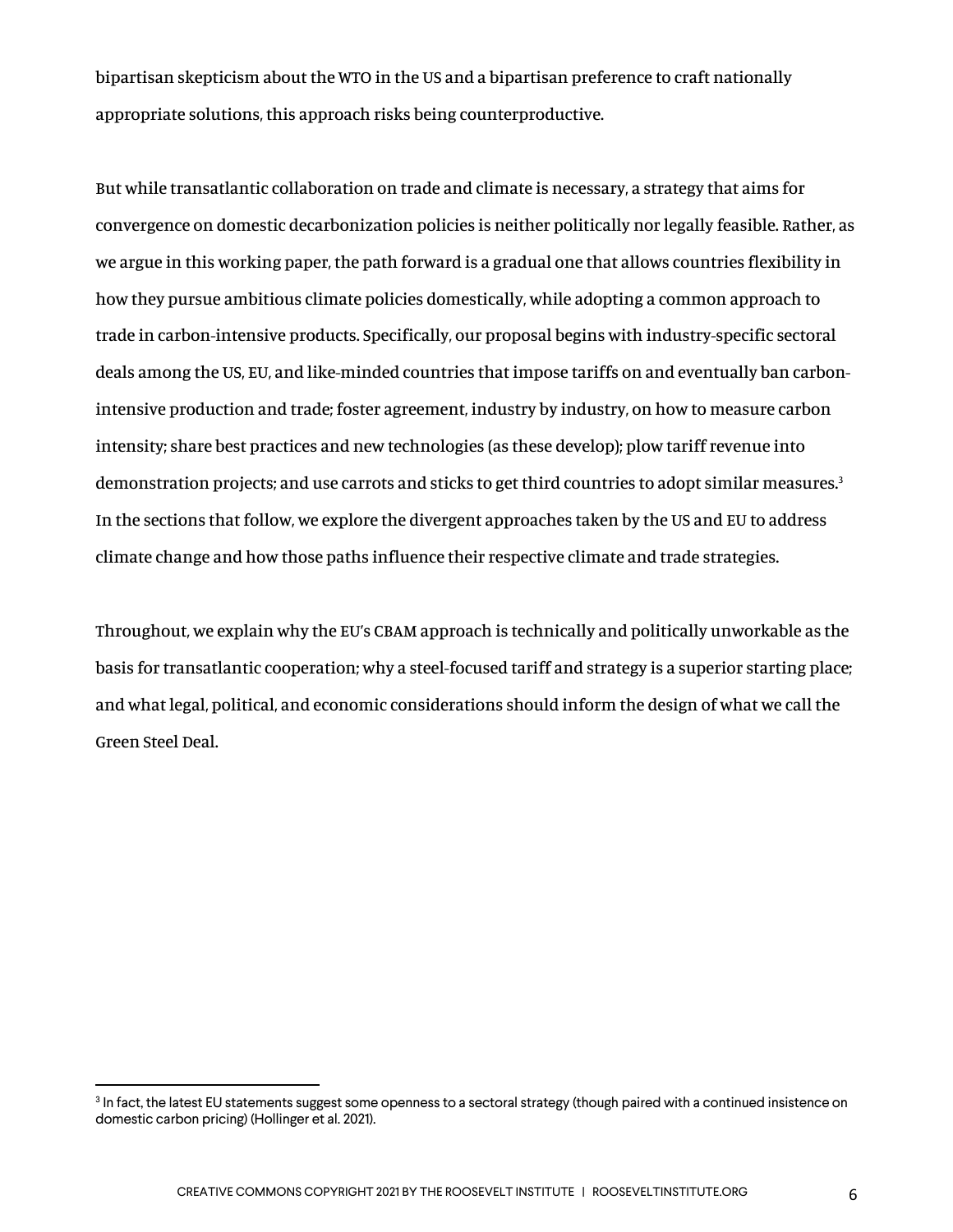bipartisan skepticism about the WTO in the US and a bipartisan preference to craft nationally appropriate solutions, this approach risks being counterproductive.

But while transatlantic collaboration on trade and climate is necessary, a strategy that aims for convergence on domestic decarbonization policies is neither politically nor legally feasible. Rather, as we argue in this working paper, the path forward is a gradual one that allows countries flexibility in how they pursue ambitious climate policies domestically, while adopting a common approach to trade in carbon-intensive products. Specifically, our proposal begins with industry-specific sectoral deals among the US, EU, and like-minded countries that impose tariffs on and eventually ban carbon-intensive production and trade; foster agreement, industry by industry, on how to measure carbon intensity; share best practices and new technologies (as these develop); plow tariff revenue into demonstration projects; and use carrots and sticks to get third countries to adopt similar measures.[3] In the sections that follow, we explore the divergent approaches taken by the US and EU to address climate change and how those paths influence their respective climate and trade strategies.

Throughout, we explain why the EU's CBAM approach is technically and politically unworkable as the basis for transatlantic cooperation; why a steel-focused tariff and strategy is a superior starting place; and what legal, political, and economic considerations should inform the design of what we call the Green Steel Deal.

---

[3] In fact, the latest EU statements suggest some openness to a sectoral strategy (though paired with a continued insistence on domestic carbon pricing) (Hollinger et al. 2021).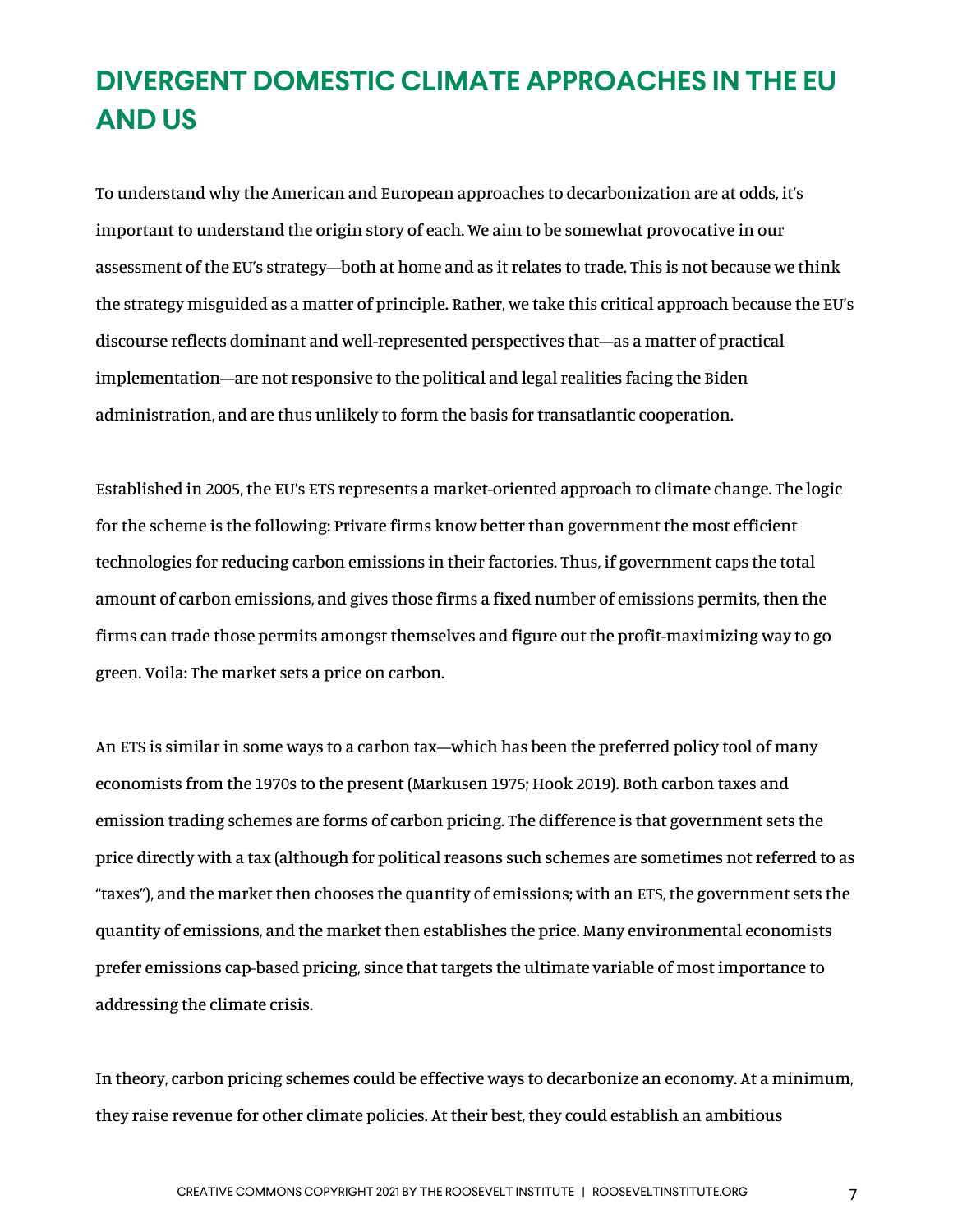## DIVERGENT DOMESTIC CLIMATE APPROACHES IN THE EU AND US

To understand why the American and European approaches to decarbonization are at odds, it's important to understand the origin story of each. We aim to be somewhat provocative in our assessment of the EU's strategy—both at home and as it relates to trade. This is not because we think the strategy misguided as a matter of principle. Rather, we take this critical approach because the EU's discourse reflects dominant and well-represented perspectives that—as a matter of practical implementation—are not responsive to the political and legal realities facing the Biden administration, and are thus unlikely to form the basis for transatlantic cooperation.

Established in 2005, the EU's ETS represents a market-oriented approach to climate change. The logic for the scheme is the following: Private firms know better than government the most efficient technologies for reducing carbon emissions in their factories. Thus, if government caps the total amount of carbon emissions, and gives those firms a fixed number of emissions permits, then the firms can trade those permits amongst themselves and figure out the profit-maximizing way to go green. Voila: The market sets a price on carbon.

An ETS is similar in some ways to a carbon tax—which has been the preferred policy tool of many economists from the 1970s to the present (Markusen 1975; Hook 2019). Both carbon taxes and emission trading schemes are forms of carbon pricing. The difference is that government sets the price directly with a tax (although for political reasons such schemes are sometimes not referred to as "taxes"), and the market then chooses the quantity of emissions; with an ETS, the government sets the quantity of emissions, and the market then establishes the price. Many environmental economists prefer emissions cap-based pricing, since that targets the ultimate variable of most importance to addressing the climate crisis.

In theory, carbon pricing schemes could be effective ways to decarbonize an economy. At a minimum, they raise revenue for other climate policies. At their best, they could establish an ambitious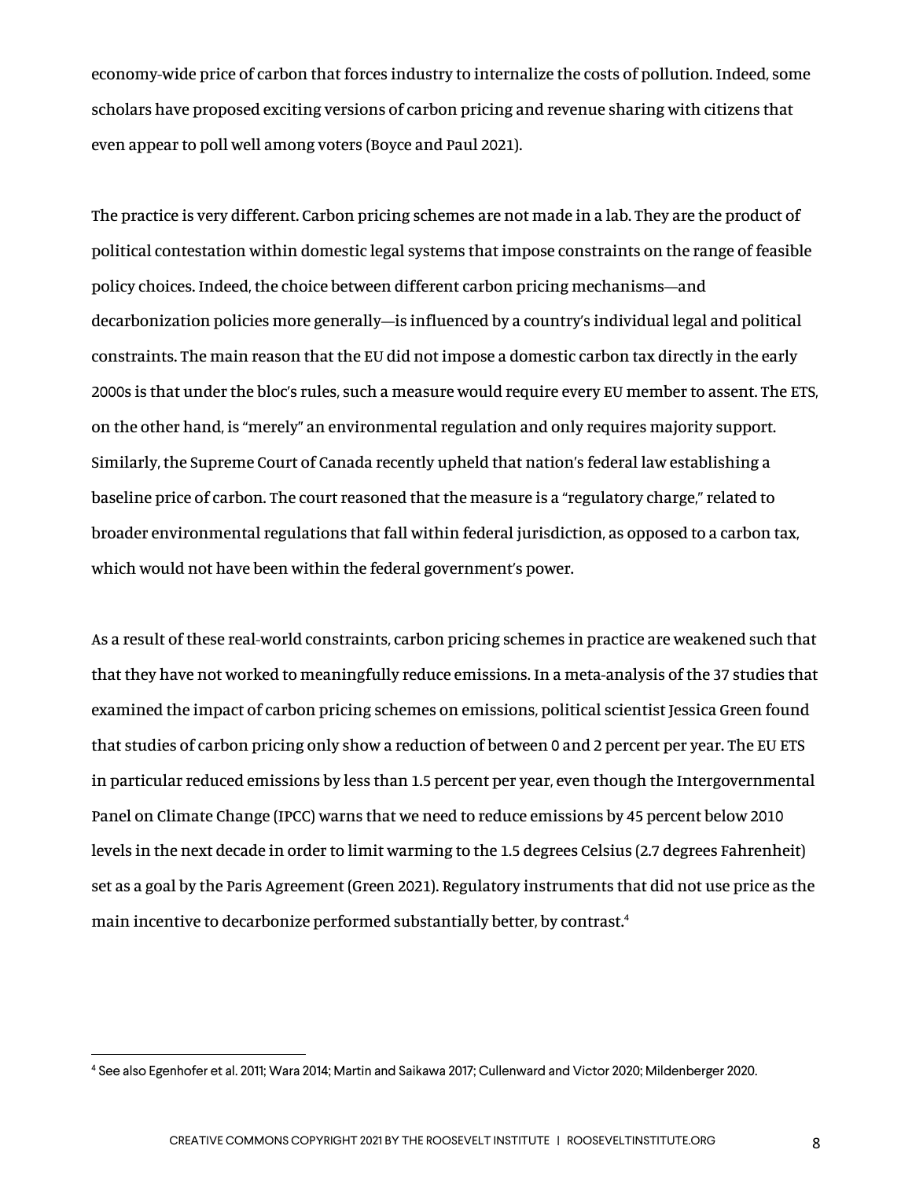economy-wide price of carbon that forces industry to internalize the costs of pollution. Indeed, some scholars have proposed exciting versions of carbon pricing and revenue sharing with citizens that even appear to poll well among voters (Boyce and Paul 2021).

The practice is very different. Carbon pricing schemes are not made in a lab. They are the product of political contestation within domestic legal systems that impose constraints on the range of feasible policy choices. Indeed, the choice between different carbon pricing mechanisms—and decarbonization policies more generally—is influenced by a country's individual legal and political constraints. The main reason that the EU did not impose a domestic carbon tax directly in the early 2000s is that under the bloc's rules, such a measure would require every EU member to assent. The ETS, on the other hand, is "merely" an environmental regulation and only requires majority support. Similarly, the Supreme Court of Canada recently upheld that nation's federal law establishing a baseline price of carbon. The court reasoned that the measure is a "regulatory charge," related to broader environmental regulations that fall within federal jurisdiction, as opposed to a carbon tax, which would not have been within the federal government's power.

As a result of these real-world constraints, carbon pricing schemes in practice are weakened such that that they have not worked to meaningfully reduce emissions. In a meta-analysis of the 37 studies that examined the impact of carbon pricing schemes on emissions, political scientist Jessica Green found that studies of carbon pricing only show a reduction of between 0 and 2 percent per year. The EU ETS in particular reduced emissions by less than 1.5 percent per year, even though the Intergovernmental Panel on Climate Change (IPCC) warns that we need to reduce emissions by 45 percent below 2010 levels in the next decade in order to limit warming to the 1.5 degrees Celsius (2.7 degrees Fahrenheit) set as a goal by the Paris Agreement (Green 2021). Regulatory instruments that did not use price as the main incentive to decarbonize performed substantially better, by contrast.[4]

---

[4] See also Egenhofer et al. 2011; Wara 2014; Martin and Saikawa 2017; Cullenward and Victor 2020; Mildenberger 2020.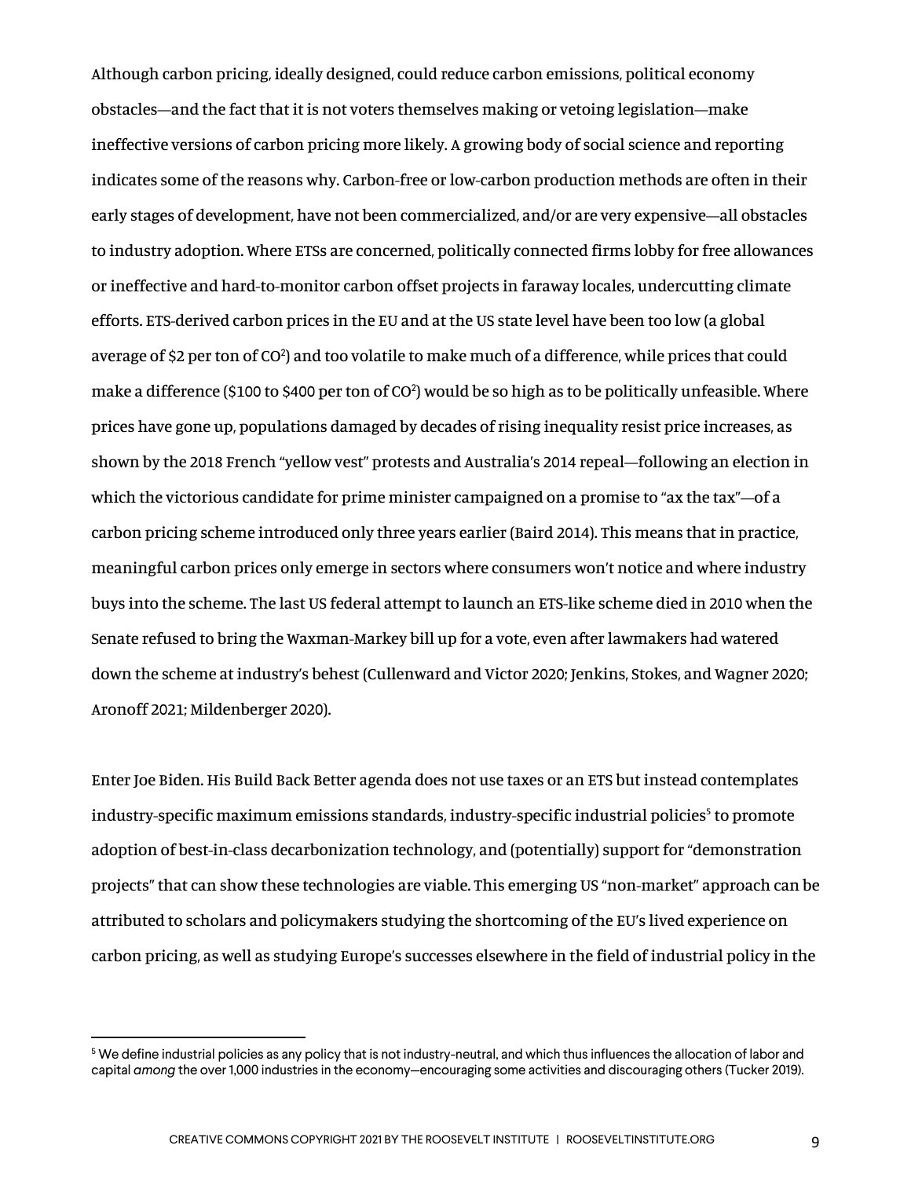Although carbon pricing, ideally designed, could reduce carbon emissions, political economy obstacles—and the fact that it is not voters themselves making or vetoing legislation—make ineffective versions of carbon pricing more likely. A growing body of social science and reporting indicates some of the reasons why. Carbon-free or low-carbon production methods are often in their early stages of development, have not been commercialized, and/or are very expensive—all obstacles to industry adoption. Where ETSs are concerned, politically connected firms lobby for free allowances or ineffective and hard-to-monitor carbon offset projects in faraway locales, undercutting climate efforts. ETS-derived carbon prices in the EU and at the US state level have been too low (a global average of \$2 per ton of $CO^2$) and too volatile to make much of a difference, while prices that could make a difference (\$100 to \$400 per ton of $CO^2$) would be so high as to be politically unfeasible. Where prices have gone up, populations damaged by decades of rising inequality resist price increases, as shown by the 2018 French "yellow vest" protests and Australia's 2014 repeal—following an election in which the victorious candidate for prime minister campaigned on a promise to "ax the tax"—of a carbon pricing scheme introduced only three years earlier (Baird 2014). This means that in practice, meaningful carbon prices only emerge in sectors where consumers won't notice and where industry buys into the scheme. The last US federal attempt to launch an ETS-like scheme died in 2010 when the Senate refused to bring the Waxman-Markey bill up for a vote, even after lawmakers had watered down the scheme at industry's behest (Cullenward and Victor 2020; Jenkins, Stokes, and Wagner 2020; Aronoff 2021; Mildenberger 2020).

Enter Joe Biden. His Build Back Better agenda does not use taxes or an ETS but instead contemplates industry-specific maximum emissions standards, industry-specific industrial policies[5] to promote adoption of best-in-class decarbonization technology, and (potentially) support for "demonstration projects" that can show these technologies are viable. This emerging US "non-market" approach can be attributed to scholars and policymakers studying the shortcoming of the EU's lived experience on carbon pricing, as well as studying Europe's successes elsewhere in the field of industrial policy in the

[5] We define industrial policies as any policy that is not industry-neutral, and which thus influences the allocation of labor and capital *among* the over 1,000 industries in the economy—encouraging some activities and discouraging others (Tucker 2019).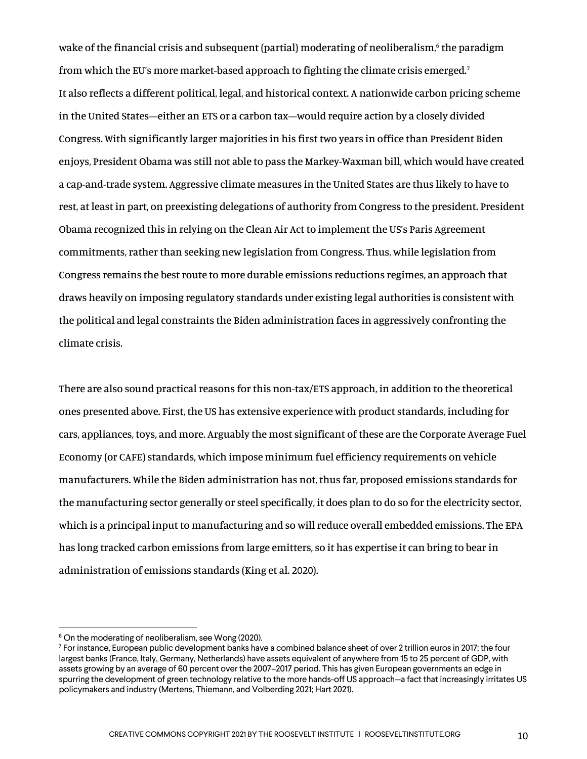wake of the financial crisis and subsequent (partial) moderating of neoliberalism,[6] the paradigm from which the EU's more market-based approach to fighting the climate crisis emerged.[7] It also reflects a different political, legal, and historical context. A nationwide carbon pricing scheme in the United States—either an ETS or a carbon tax—would require action by a closely divided Congress. With significantly larger majorities in his first two years in office than President Biden enjoys, President Obama was still not able to pass the Markey-Waxman bill, which would have created a cap-and-trade system. Aggressive climate measures in the United States are thus likely to have to rest, at least in part, on preexisting delegations of authority from Congress to the president. President Obama recognized this in relying on the Clean Air Act to implement the US's Paris Agreement commitments, rather than seeking new legislation from Congress. Thus, while legislation from Congress remains the best route to more durable emissions reductions regimes, an approach that draws heavily on imposing regulatory standards under existing legal authorities is consistent with the political and legal constraints the Biden administration faces in aggressively confronting the climate crisis.

There are also sound practical reasons for this non-tax/ETS approach, in addition to the theoretical ones presented above. First, the US has extensive experience with product standards, including for cars, appliances, toys, and more. Arguably the most significant of these are the Corporate Average Fuel Economy (or CAFE) standards, which impose minimum fuel efficiency requirements on vehicle manufacturers. While the Biden administration has not, thus far, proposed emissions standards for the manufacturing sector generally or steel specifically, it does plan to do so for the electricity sector, which is a principal input to manufacturing and so will reduce overall embedded emissions. The EPA has long tracked carbon emissions from large emitters, so it has expertise it can bring to bear in administration of emissions standards (King et al. 2020).

---

[6] On the moderating of neoliberalism, see Wong (2020).

[7] For instance, European public development banks have a combined balance sheet of over 2 trillion euros in 2017; the four largest banks (France, Italy, Germany, Netherlands) have assets equivalent of anywhere from 15 to 25 percent of GDP, with assets growing by an average of 60 percent over the 2007–2017 period. This has given European governments an edge in spurring the development of green technology relative to the more hands-off US approach—a fact that increasingly irritates US policymakers and industry (Mertens, Thiemann, and Volberding 2021; Hart 2021).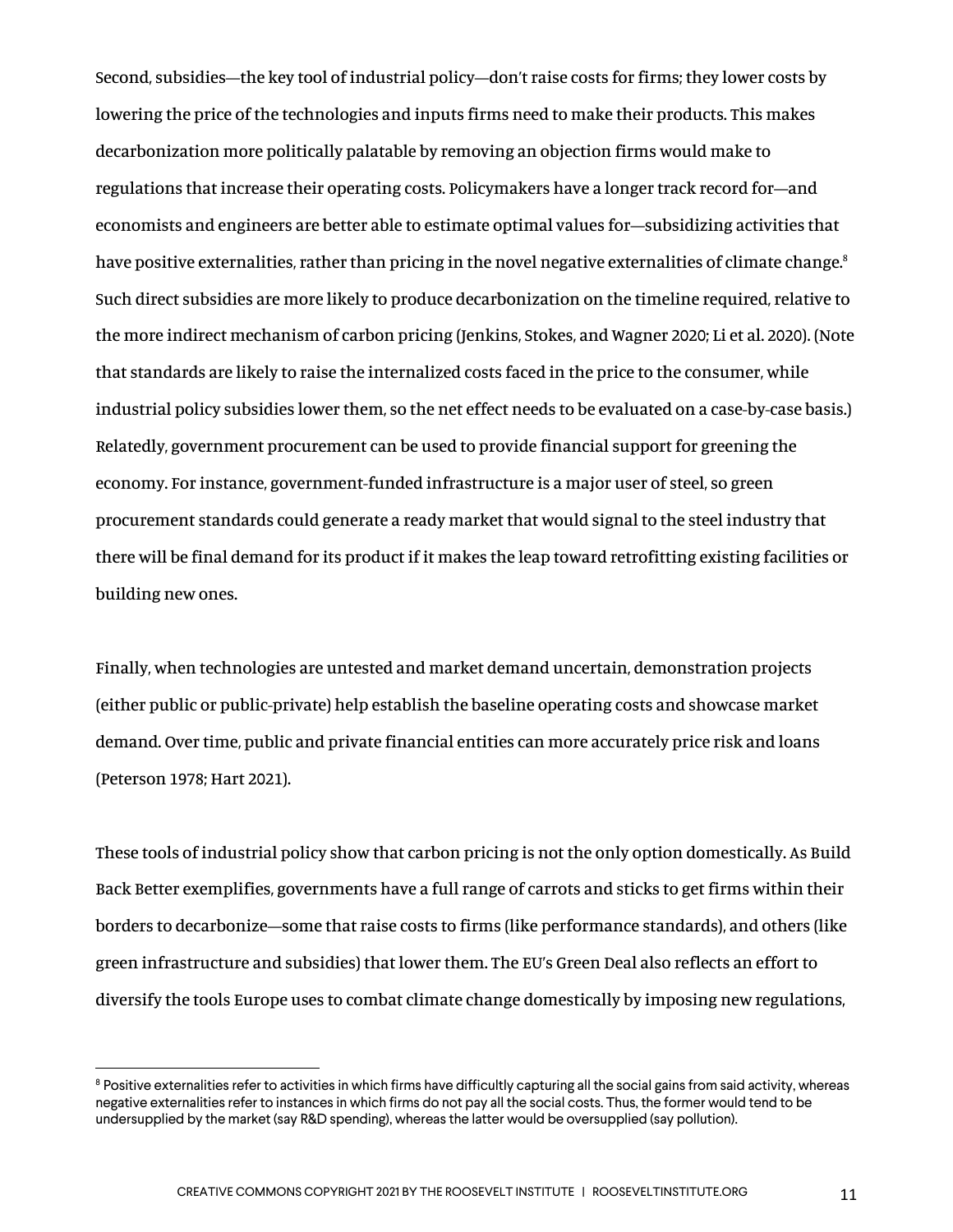Second, subsidies—the key tool of industrial policy—don't raise costs for firms; they lower costs by lowering the price of the technologies and inputs firms need to make their products. This makes decarbonization more politically palatable by removing an objection firms would make to regulations that increase their operating costs. Policymakers have a longer track record for—and economists and engineers are better able to estimate optimal values for—subsidizing activities that have positive externalities, rather than pricing in the novel negative externalities of climate change.[8] Such direct subsidies are more likely to produce decarbonization on the timeline required, relative to the more indirect mechanism of carbon pricing (Jenkins, Stokes, and Wagner 2020; Li et al. 2020). (Note that standards are likely to raise the internalized costs faced in the price to the consumer, while industrial policy subsidies lower them, so the net effect needs to be evaluated on a case-by-case basis.) Relatedly, government procurement can be used to provide financial support for greening the economy. For instance, government-funded infrastructure is a major user of steel, so green procurement standards could generate a ready market that would signal to the steel industry that there will be final demand for its product if it makes the leap toward retrofitting existing facilities or building new ones.

Finally, when technologies are untested and market demand uncertain, demonstration projects (either public or public-private) help establish the baseline operating costs and showcase market demand. Over time, public and private financial entities can more accurately price risk and loans (Peterson 1978; Hart 2021).

These tools of industrial policy show that carbon pricing is not the only option domestically. As Build Back Better exemplifies, governments have a full range of carrots and sticks to get firms within their borders to decarbonize—some that raise costs to firms (like performance standards), and others (like green infrastructure and subsidies) that lower them. The EU's Green Deal also reflects an effort to diversify the tools Europe uses to combat climate change domestically by imposing new regulations,

---

[8] Positive externalities refer to activities in which firms have difficultly capturing all the social gains from said activity, whereas negative externalities refer to instances in which firms do not pay all the social costs. Thus, the former would tend to be undersupplied by the market (say R&D spending), whereas the latter would be oversupplied (say pollution).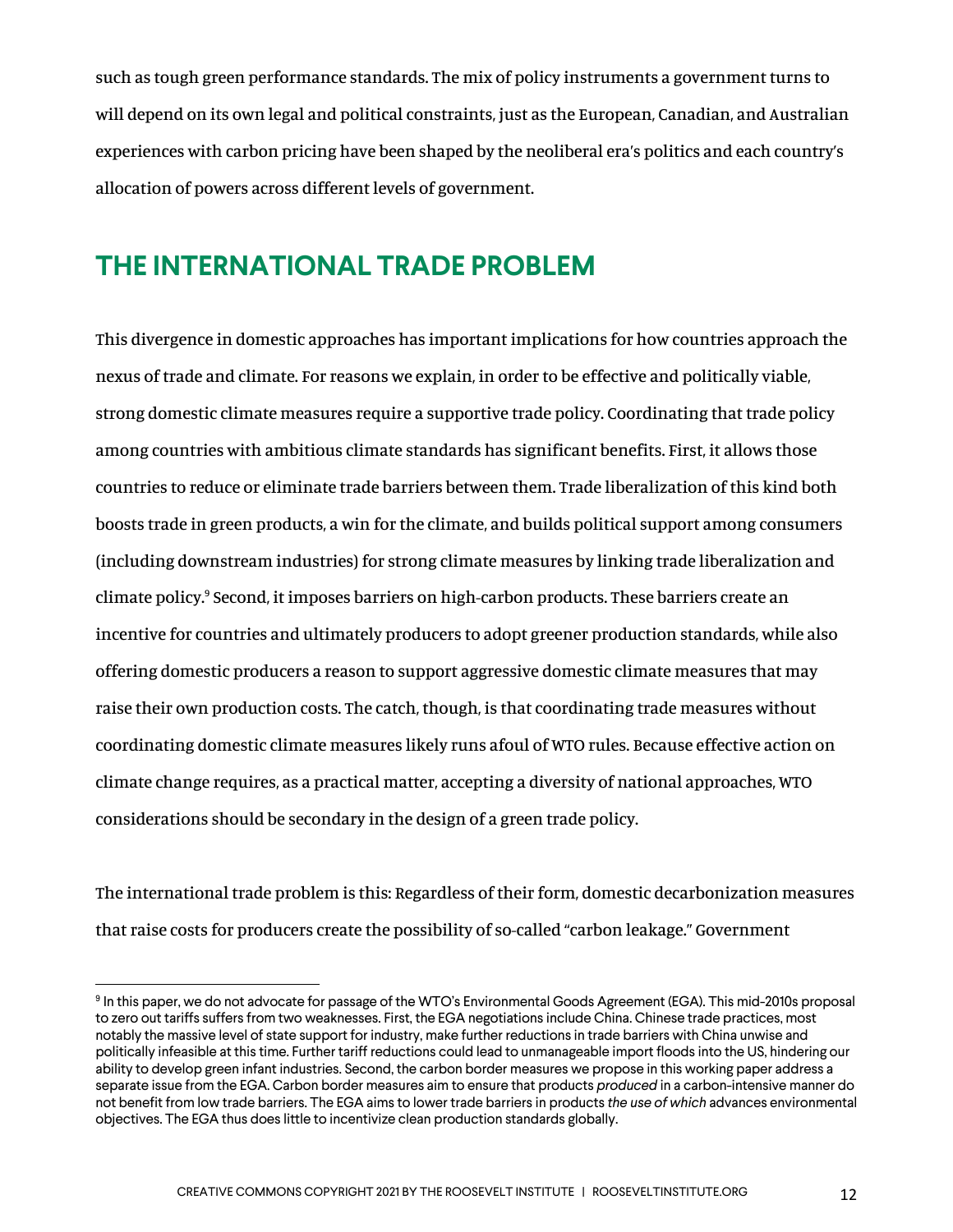such as tough green performance standards. The mix of policy instruments a government turns to will depend on its own legal and political constraints, just as the European, Canadian, and Australian experiences with carbon pricing have been shaped by the neoliberal era's politics and each country's allocation of powers across different levels of government.

## THE INTERNATIONAL TRADE PROBLEM

This divergence in domestic approaches has important implications for how countries approach the nexus of trade and climate. For reasons we explain, in order to be effective and politically viable, strong domestic climate measures require a supportive trade policy. Coordinating that trade policy among countries with ambitious climate standards has significant benefits. First, it allows those countries to reduce or eliminate trade barriers between them. Trade liberalization of this kind both boosts trade in green products, a win for the climate, and builds political support among consumers (including downstream industries) for strong climate measures by linking trade liberalization and climate policy.[9] Second, it imposes barriers on high-carbon products. These barriers create an incentive for countries and ultimately producers to adopt greener production standards, while also offering domestic producers a reason to support aggressive domestic climate measures that may raise their own production costs. The catch, though, is that coordinating trade measures without coordinating domestic climate measures likely runs afoul of WTO rules. Because effective action on climate change requires, as a practical matter, accepting a diversity of national approaches, WTO considerations should be secondary in the design of a green trade policy.

The international trade problem is this: Regardless of their form, domestic decarbonization measures that raise costs for producers create the possibility of so-called "carbon leakage." Government

---

[9] In this paper, we do not advocate for passage of the WTO's Environmental Goods Agreement (EGA). This mid-2010s proposal to zero out tariffs suffers from two weaknesses. First, the EGA negotiations include China. Chinese trade practices, most notably the massive level of state support for industry, make further reductions in trade barriers with China unwise and politically infeasible at this time. Further tariff reductions could lead to unmanageable import floods into the US, hindering our ability to develop green infant industries. Second, the carbon border measures we propose in this working paper address a separate issue from the EGA. Carbon border measures aim to ensure that products *produced* in a carbon-intensive manner do not benefit from low trade barriers. The EGA aims to lower trade barriers in products *the use of which* advances environmental objectives. The EGA thus does little to incentivize clean production standards globally.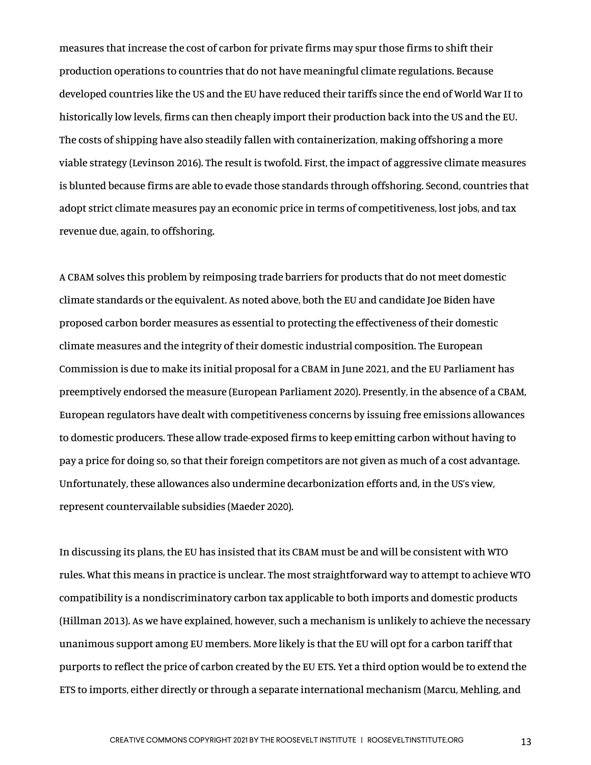measures that increase the cost of carbon for private firms may spur those firms to shift their production operations to countries that do not have meaningful climate regulations. Because developed countries like the US and the EU have reduced their tariffs since the end of World War II to historically low levels, firms can then cheaply import their production back into the US and the EU. The costs of shipping have also steadily fallen with containerization, making offshoring a more viable strategy (Levinson 2016). The result is twofold. First, the impact of aggressive climate measures is blunted because firms are able to evade those standards through offshoring. Second, countries that adopt strict climate measures pay an economic price in terms of competitiveness, lost jobs, and tax revenue due, again, to offshoring.

A CBAM solves this problem by reimposing trade barriers for products that do not meet domestic climate standards or the equivalent. As noted above, both the EU and candidate Joe Biden have proposed carbon border measures as essential to protecting the effectiveness of their domestic climate measures and the integrity of their domestic industrial composition. The European Commission is due to make its initial proposal for a CBAM in June 2021, and the EU Parliament has preemptively endorsed the measure (European Parliament 2020). Presently, in the absence of a CBAM, European regulators have dealt with competitiveness concerns by issuing free emissions allowances to domestic producers. These allow trade-exposed firms to keep emitting carbon without having to pay a price for doing so, so that their foreign competitors are not given as much of a cost advantage. Unfortunately, these allowances also undermine decarbonization efforts and, in the US's view, represent countervailable subsidies (Maeder 2020).

In discussing its plans, the EU has insisted that its CBAM must be and will be consistent with WTO rules. What this means in practice is unclear. The most straightforward way to attempt to achieve WTO compatibility is a nondiscriminatory carbon tax applicable to both imports and domestic products (Hillman 2013). As we have explained, however, such a mechanism is unlikely to achieve the necessary unanimous support among EU members. More likely is that the EU will opt for a carbon tariff that purports to reflect the price of carbon created by the EU ETS. Yet a third option would be to extend the ETS to imports, either directly or through a separate international mechanism (Marcu, Mehling, and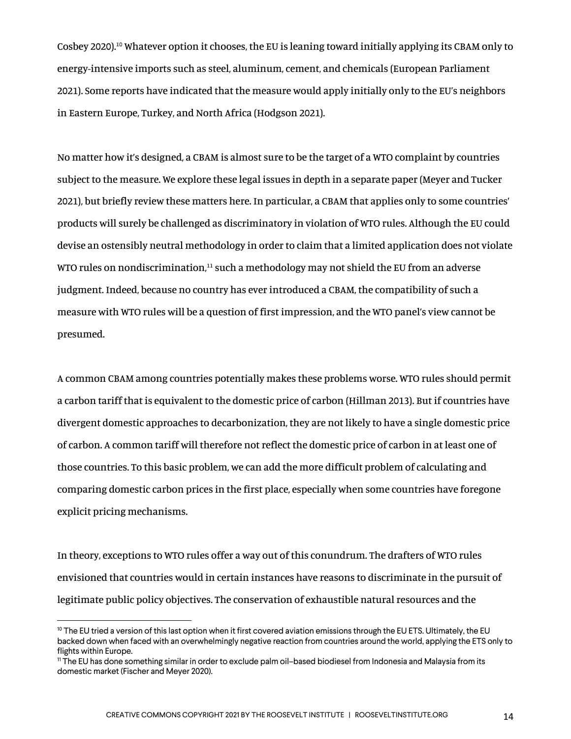Cosbey 2020).[10] Whatever option it chooses, the EU is leaning toward initially applying its CBAM only to energy-intensive imports such as steel, aluminum, cement, and chemicals (European Parliament 2021). Some reports have indicated that the measure would apply initially only to the EU's neighbors in Eastern Europe, Turkey, and North Africa (Hodgson 2021).

No matter how it's designed, a CBAM is almost sure to be the target of a WTO complaint by countries subject to the measure. We explore these legal issues in depth in a separate paper (Meyer and Tucker 2021), but briefly review these matters here. In particular, a CBAM that applies only to some countries' products will surely be challenged as discriminatory in violation of WTO rules. Although the EU could devise an ostensibly neutral methodology in order to claim that a limited application does not violate WTO rules on nondiscrimination,[11] such a methodology may not shield the EU from an adverse judgment. Indeed, because no country has ever introduced a CBAM, the compatibility of such a measure with WTO rules will be a question of first impression, and the WTO panel's view cannot be presumed.

A common CBAM among countries potentially makes these problems worse. WTO rules should permit a carbon tariff that is equivalent to the domestic price of carbon (Hillman 2013). But if countries have divergent domestic approaches to decarbonization, they are not likely to have a single domestic price of carbon. A common tariff will therefore not reflect the domestic price of carbon in at least one of those countries. To this basic problem, we can add the more difficult problem of calculating and comparing domestic carbon prices in the first place, especially when some countries have foregone explicit pricing mechanisms.

In theory, exceptions to WTO rules offer a way out of this conundrum. The drafters of WTO rules envisioned that countries would in certain instances have reasons to discriminate in the pursuit of legitimate public policy objectives. The conservation of exhaustible natural resources and the

---

[10] The EU tried a version of this last option when it first covered aviation emissions through the EU ETS. Ultimately, the EU backed down when faced with an overwhelmingly negative reaction from countries around the world, applying the ETS only to flights within Europe.

[11] The EU has done something similar in order to exclude palm oil–based biodiesel from Indonesia and Malaysia from its domestic market (Fischer and Meyer 2020).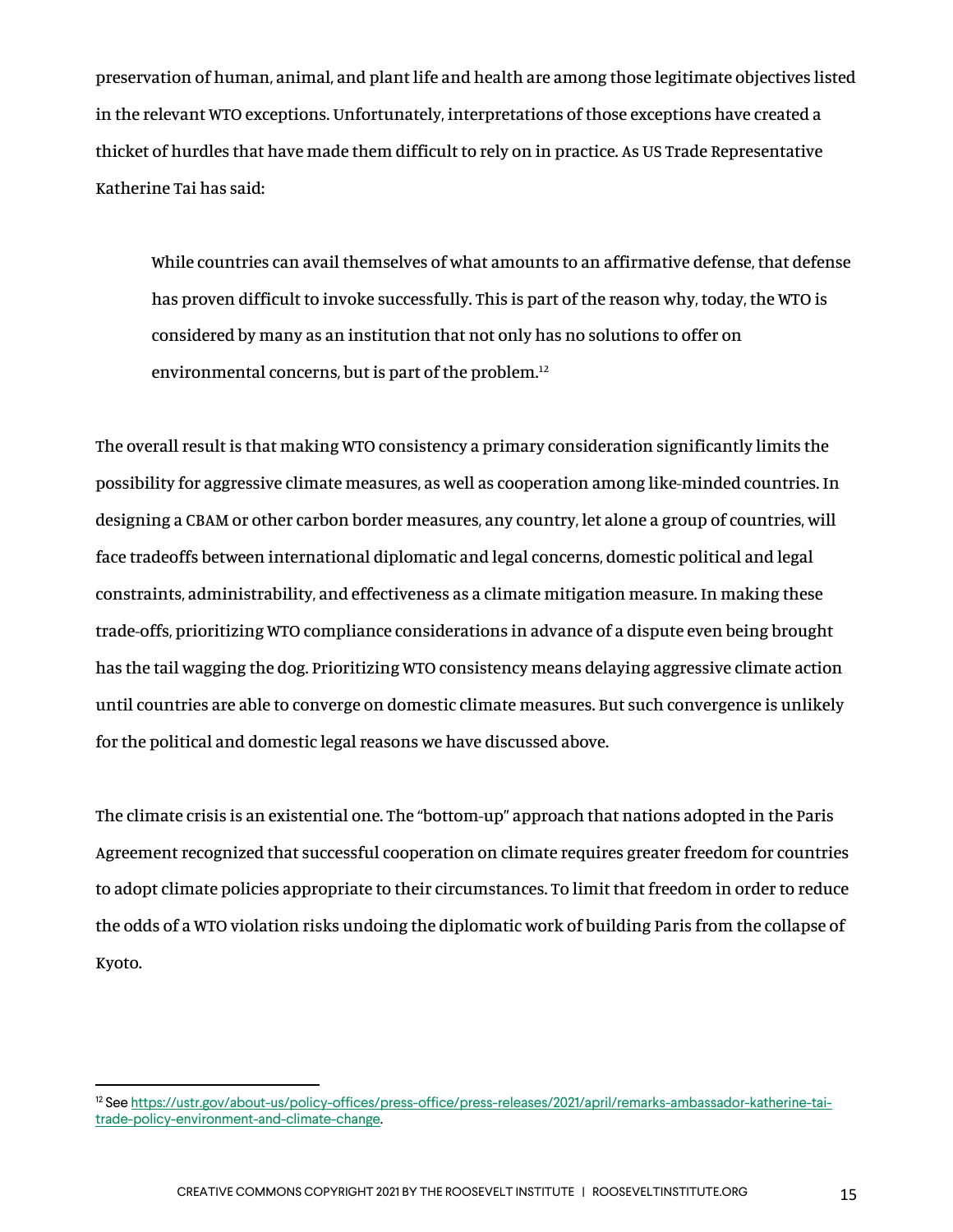preservation of human, animal, and plant life and health are among those legitimate objectives listed in the relevant WTO exceptions. Unfortunately, interpretations of those exceptions have created a thicket of hurdles that have made them difficult to rely on in practice. As US Trade Representative Katherine Tai has said:

> While countries can avail themselves of what amounts to an affirmative defense, that defense has proven difficult to invoke successfully. This is part of the reason why, today, the WTO is considered by many as an institution that not only has no solutions to offer on environmental concerns, but is part of the problem.[12]

The overall result is that making WTO consistency a primary consideration significantly limits the possibility for aggressive climate measures, as well as cooperation among like-minded countries. In designing a CBAM or other carbon border measures, any country, let alone a group of countries, will face tradeoffs between international diplomatic and legal concerns, domestic political and legal constraints, administrability, and effectiveness as a climate mitigation measure. In making these trade-offs, prioritizing WTO compliance considerations in advance of a dispute even being brought has the tail wagging the dog. Prioritizing WTO consistency means delaying aggressive climate action until countries are able to converge on domestic climate measures. But such convergence is unlikely for the political and domestic legal reasons we have discussed above.

The climate crisis is an existential one. The "bottom-up" approach that nations adopted in the Paris Agreement recognized that successful cooperation on climate requires greater freedom for countries to adopt climate policies appropriate to their circumstances. To limit that freedom in order to reduce the odds of a WTO violation risks undoing the diplomatic work of building Paris from the collapse of Kyoto.

---

[12] See https://ustr.gov/about-us/policy-offices/press-office/press-releases/2021/april/remarks-ambassador-katherine-tai-trade-policy-environment-and-climate-change.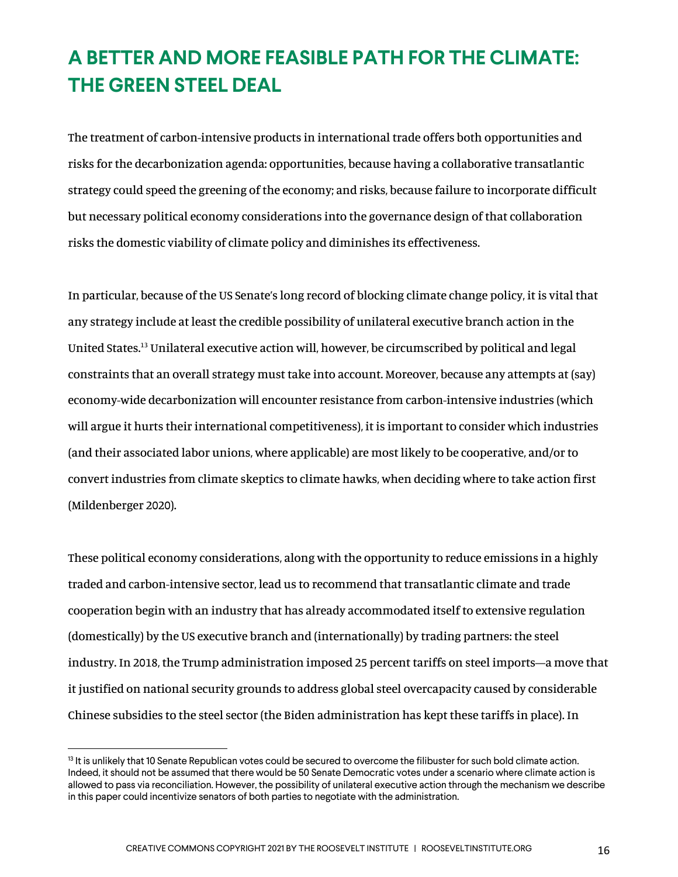# A BETTER AND MORE FEASIBLE PATH FOR THE CLIMATE: THE GREEN STEEL DEAL

The treatment of carbon-intensive products in international trade offers both opportunities and risks for the decarbonization agenda: opportunities, because having a collaborative transatlantic strategy could speed the greening of the economy; and risks, because failure to incorporate difficult but necessary political economy considerations into the governance design of that collaboration risks the domestic viability of climate policy and diminishes its effectiveness.

In particular, because of the US Senate's long record of blocking climate change policy, it is vital that any strategy include at least the credible possibility of unilateral executive branch action in the United States.[13] Unilateral executive action will, however, be circumscribed by political and legal constraints that an overall strategy must take into account. Moreover, because any attempts at (say) economy-wide decarbonization will encounter resistance from carbon-intensive industries (which will argue it hurts their international competitiveness), it is important to consider which industries (and their associated labor unions, where applicable) are most likely to be cooperative, and/or to convert industries from climate skeptics to climate hawks, when deciding where to take action first (Mildenberger 2020).

These political economy considerations, along with the opportunity to reduce emissions in a highly traded and carbon-intensive sector, lead us to recommend that transatlantic climate and trade cooperation begin with an industry that has already accommodated itself to extensive regulation (domestically) by the US executive branch and (internationally) by trading partners: the steel industry. In 2018, the Trump administration imposed 25 percent tariffs on steel imports—a move that it justified on national security grounds to address global steel overcapacity caused by considerable Chinese subsidies to the steel sector (the Biden administration has kept these tariffs in place). In

---

[13] It is unlikely that 10 Senate Republican votes could be secured to overcome the filibuster for such bold climate action. Indeed, it should not be assumed that there would be 50 Senate Democratic votes under a scenario where climate action is allowed to pass via reconciliation. However, the possibility of unilateral executive action through the mechanism we describe in this paper could incentivize senators of both parties to negotiate with the administration.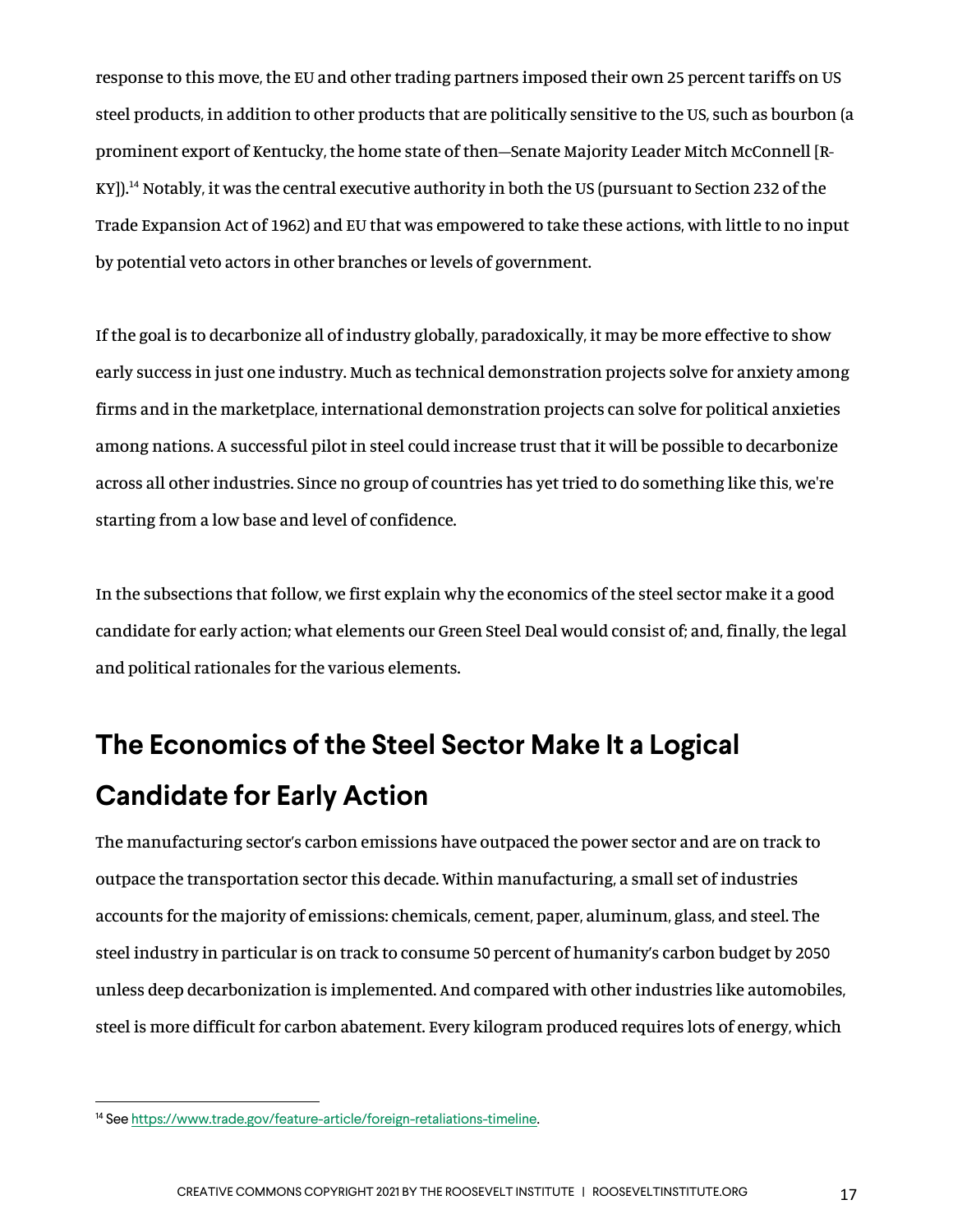response to this move, the EU and other trading partners imposed their own 25 percent tariffs on US steel products, in addition to other products that are politically sensitive to the US, such as bourbon (a prominent export of Kentucky, the home state of then—Senate Majority Leader Mitch McConnell [R-KY]).[14] Notably, it was the central executive authority in both the US (pursuant to Section 232 of the Trade Expansion Act of 1962) and EU that was empowered to take these actions, with little to no input by potential veto actors in other branches or levels of government.

If the goal is to decarbonize all of industry globally, paradoxically, it may be more effective to show early success in just one industry. Much as technical demonstration projects solve for anxiety among firms and in the marketplace, international demonstration projects can solve for political anxieties among nations. A successful pilot in steel could increase trust that it will be possible to decarbonize across all other industries. Since no group of countries has yet tried to do something like this, we're starting from a low base and level of confidence.

In the subsections that follow, we first explain why the economics of the steel sector make it a good candidate for early action; what elements our Green Steel Deal would consist of; and, finally, the legal and political rationales for the various elements.

## The Economics of the Steel Sector Make It a Logical Candidate for Early Action

The manufacturing sector's carbon emissions have outpaced the power sector and are on track to outpace the transportation sector this decade. Within manufacturing, a small set of industries accounts for the majority of emissions: chemicals, cement, paper, aluminum, glass, and steel. The steel industry in particular is on track to consume 50 percent of humanity's carbon budget by 2050 unless deep decarbonization is implemented. And compared with other industries like automobiles, steel is more difficult for carbon abatement. Every kilogram produced requires lots of energy, which

[14] See https://www.trade.gov/feature-article/foreign-retaliations-timeline.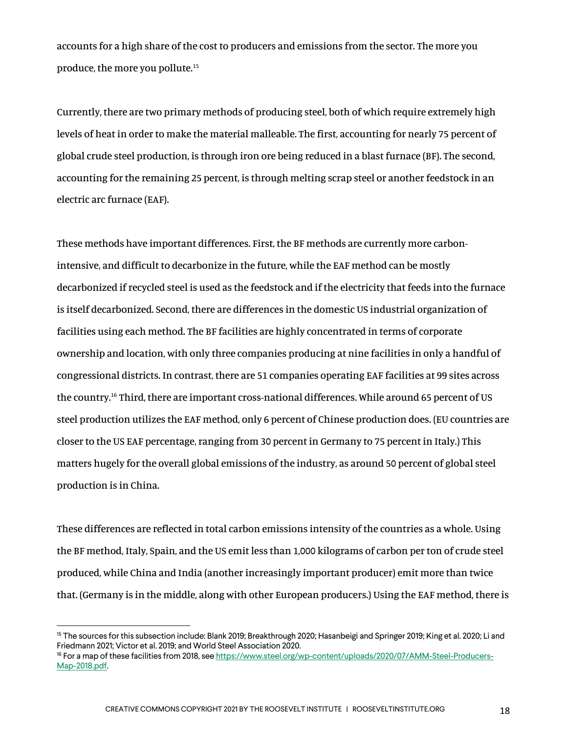accounts for a high share of the cost to producers and emissions from the sector. The more you produce, the more you pollute.[15]

Currently, there are two primary methods of producing steel, both of which require extremely high levels of heat in order to make the material malleable. The first, accounting for nearly 75 percent of global crude steel production, is through iron ore being reduced in a blast furnace (BF). The second, accounting for the remaining 25 percent, is through melting scrap steel or another feedstock in an electric arc furnace (EAF).

These methods have important differences. First, the BF methods are currently more carbon-intensive, and difficult to decarbonize in the future, while the EAF method can be mostly decarbonized if recycled steel is used as the feedstock and if the electricity that feeds into the furnace is itself decarbonized. Second, there are differences in the domestic US industrial organization of facilities using each method. The BF facilities are highly concentrated in terms of corporate ownership and location, with only three companies producing at nine facilities in only a handful of congressional districts. In contrast, there are 51 companies operating EAF facilities at 99 sites across the country.[16] Third, there are important cross-national differences. While around 65 percent of US steel production utilizes the EAF method, only 6 percent of Chinese production does. (EU countries are closer to the US EAF percentage, ranging from 30 percent in Germany to 75 percent in Italy.) This matters hugely for the overall global emissions of the industry, as around 50 percent of global steel production is in China.

These differences are reflected in total carbon emissions intensity of the countries as a whole. Using the BF method, Italy, Spain, and the US emit less than 1,000 kilograms of carbon per ton of crude steel produced, while China and India (another increasingly important producer) emit more than twice that. (Germany is in the middle, along with other European producers.) Using the EAF method, there is

[15] The sources for this subsection include: Blank 2019; Breakthrough 2020; Hasanbeigi and Springer 2019; King et al. 2020; Li and Friedmann 2021; Victor et al. 2019; and World Steel Association 2020.

[16] For a map of these facilities from 2018, see https://www.steel.org/wp-content/uploads/2020/07/AMM-Steel-Producers-Map-2018.pdf.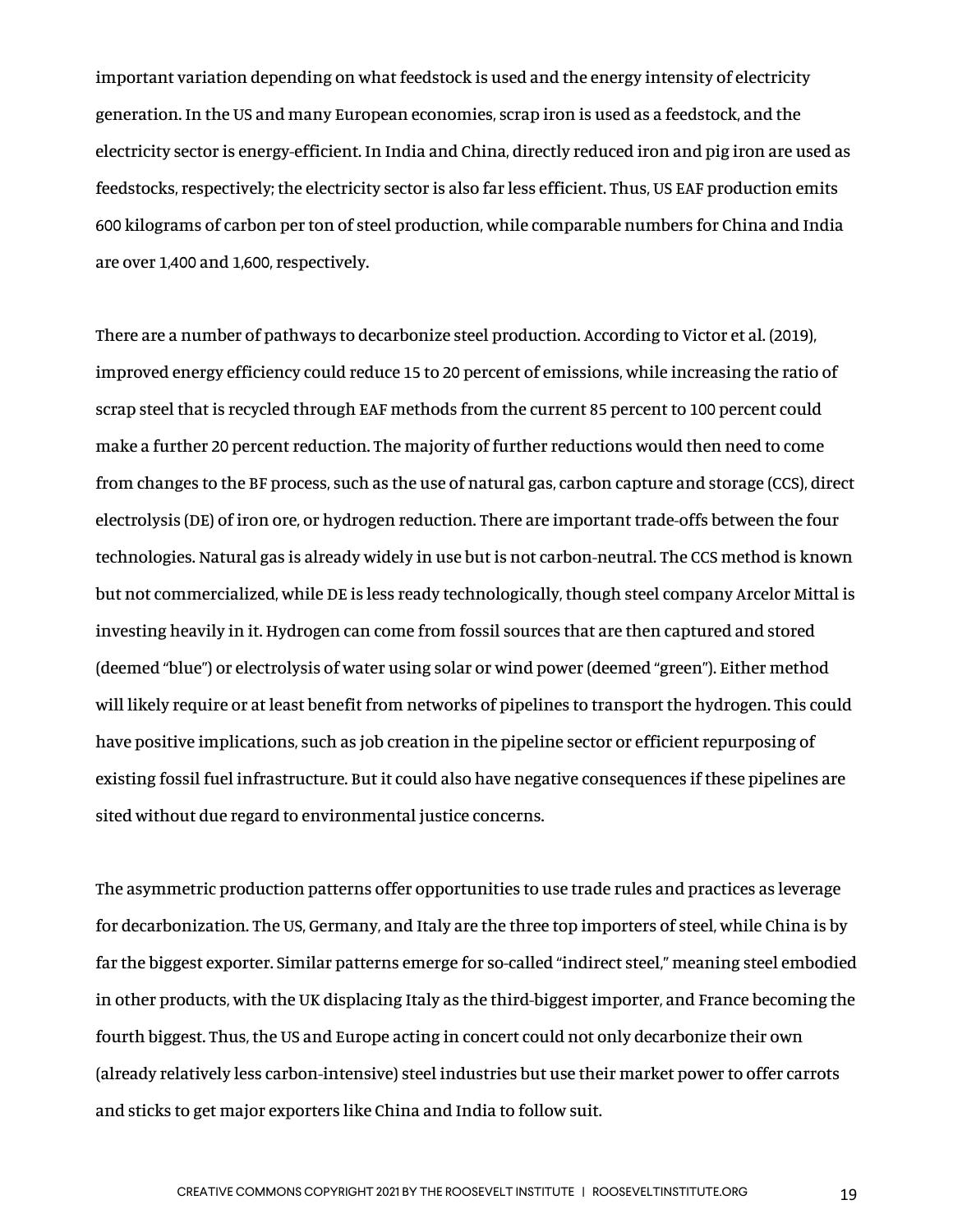important variation depending on what feedstock is used and the energy intensity of electricity generation. In the US and many European economies, scrap iron is used as a feedstock, and the electricity sector is energy-efficient. In India and China, directly reduced iron and pig iron are used as feedstocks, respectively; the electricity sector is also far less efficient. Thus, US EAF production emits 600 kilograms of carbon per ton of steel production, while comparable numbers for China and India are over 1,400 and 1,600, respectively.

There are a number of pathways to decarbonize steel production. According to Victor et al. (2019), improved energy efficiency could reduce 15 to 20 percent of emissions, while increasing the ratio of scrap steel that is recycled through EAF methods from the current 85 percent to 100 percent could make a further 20 percent reduction. The majority of further reductions would then need to come from changes to the BF process, such as the use of natural gas, carbon capture and storage (CCS), direct electrolysis (DE) of iron ore, or hydrogen reduction. There are important trade-offs between the four technologies. Natural gas is already widely in use but is not carbon-neutral. The CCS method is known but not commercialized, while DE is less ready technologically, though steel company Arcelor Mittal is investing heavily in it. Hydrogen can come from fossil sources that are then captured and stored (deemed "blue") or electrolysis of water using solar or wind power (deemed "green"). Either method will likely require or at least benefit from networks of pipelines to transport the hydrogen. This could have positive implications, such as job creation in the pipeline sector or efficient repurposing of existing fossil fuel infrastructure. But it could also have negative consequences if these pipelines are sited without due regard to environmental justice concerns.

The asymmetric production patterns offer opportunities to use trade rules and practices as leverage for decarbonization. The US, Germany, and Italy are the three top importers of steel, while China is by far the biggest exporter. Similar patterns emerge for so-called "indirect steel," meaning steel embodied in other products, with the UK displacing Italy as the third-biggest importer, and France becoming the fourth biggest. Thus, the US and Europe acting in concert could not only decarbonize their own (already relatively less carbon-intensive) steel industries but use their market power to offer carrots and sticks to get major exporters like China and India to follow suit.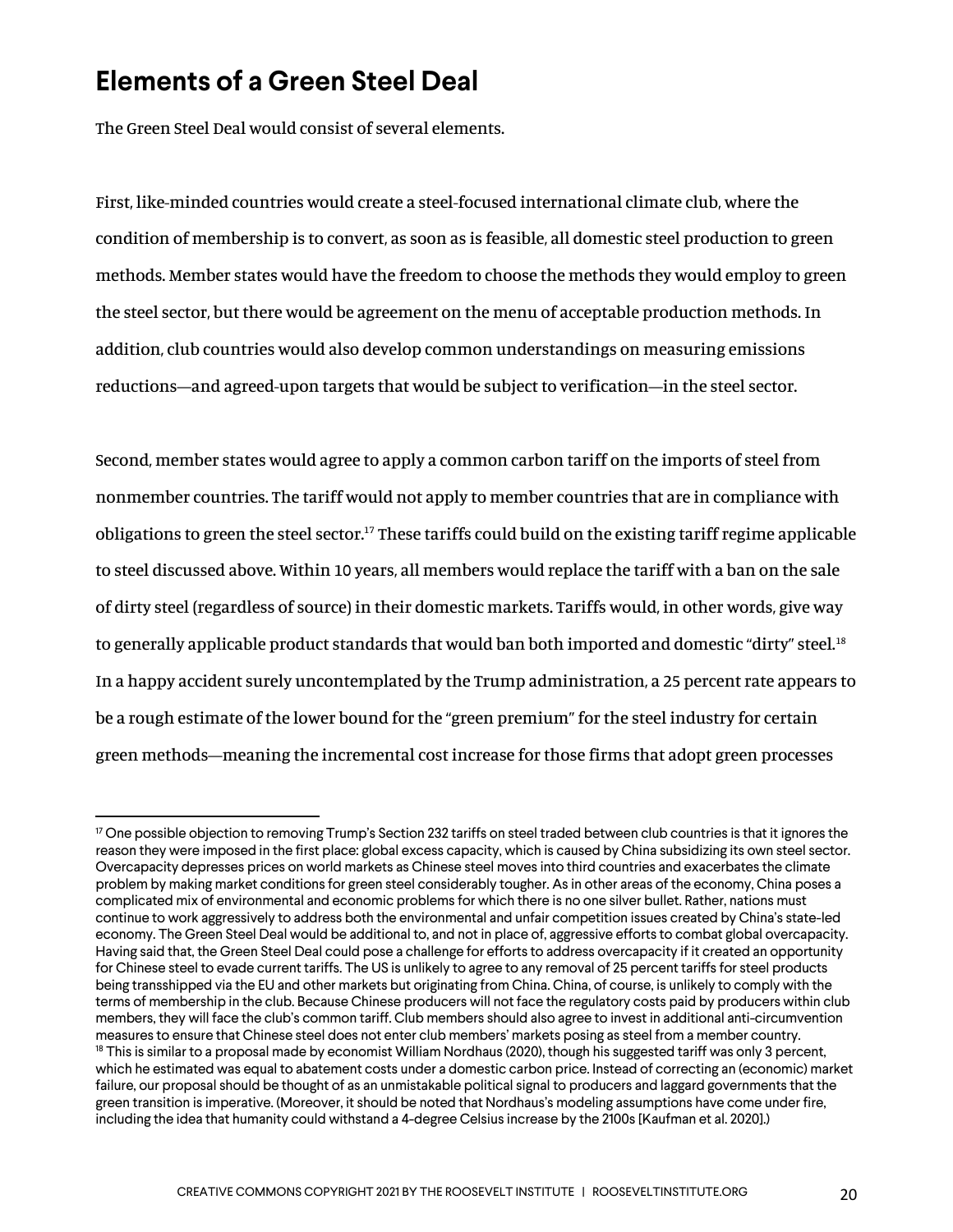## Elements of a Green Steel Deal

The Green Steel Deal would consist of several elements.

First, like-minded countries would create a steel-focused international climate club, where the condition of membership is to convert, as soon as is feasible, all domestic steel production to green methods. Member states would have the freedom to choose the methods they would employ to green the steel sector, but there would be agreement on the menu of acceptable production methods. In addition, club countries would also develop common understandings on measuring emissions reductions—and agreed-upon targets that would be subject to verification—in the steel sector.

Second, member states would agree to apply a common carbon tariff on the imports of steel from nonmember countries. The tariff would not apply to member countries that are in compliance with obligations to green the steel sector.[17] These tariffs could build on the existing tariff regime applicable to steel discussed above. Within 10 years, all members would replace the tariff with a ban on the sale of dirty steel (regardless of source) in their domestic markets. Tariffs would, in other words, give way to generally applicable product standards that would ban both imported and domestic "dirty" steel.[18] In a happy accident surely uncontemplated by the Trump administration, a 25 percent rate appears to be a rough estimate of the lower bound for the "green premium" for the steel industry for certain green methods—meaning the incremental cost increase for those firms that adopt green processes

---

[17] One possible objection to removing Trump's Section 232 tariffs on steel traded between club countries is that it ignores the reason they were imposed in the first place: global excess capacity, which is caused by China subsidizing its own steel sector. Overcapacity depresses prices on world markets as Chinese steel moves into third countries and exacerbates the climate problem by making market conditions for green steel considerably tougher. As in other areas of the economy, China poses a complicated mix of environmental and economic problems for which there is no one silver bullet. Rather, nations must continue to work aggressively to address both the environmental and unfair competition issues created by China's state-led economy. The Green Steel Deal would be additional to, and not in place of, aggressive efforts to combat global overcapacity. Having said that, the Green Steel Deal could pose a challenge for efforts to address overcapacity if it created an opportunity for Chinese steel to evade current tariffs. The US is unlikely to agree to any removal of 25 percent tariffs for steel products being transshipped via the EU and other markets but originating from China. China, of course, is unlikely to comply with the terms of membership in the club. Because Chinese producers will not face the regulatory costs paid by producers within club members, they will face the club's common tariff. Club members should also agree to invest in additional anti-circumvention measures to ensure that Chinese steel does not enter club members' markets posing as steel from a member country.

[18] This is similar to a proposal made by economist William Nordhaus (2020), though his suggested tariff was only 3 percent, which he estimated was equal to abatement costs under a domestic carbon price. Instead of correcting an (economic) market failure, our proposal should be thought of as an unmistakable political signal to producers and laggard governments that the green transition is imperative. (Moreover, it should be noted that Nordhaus's modeling assumptions have come under fire, including the idea that humanity could withstand a 4-degree Celsius increase by the 2100s [Kaufman et al. 2020].)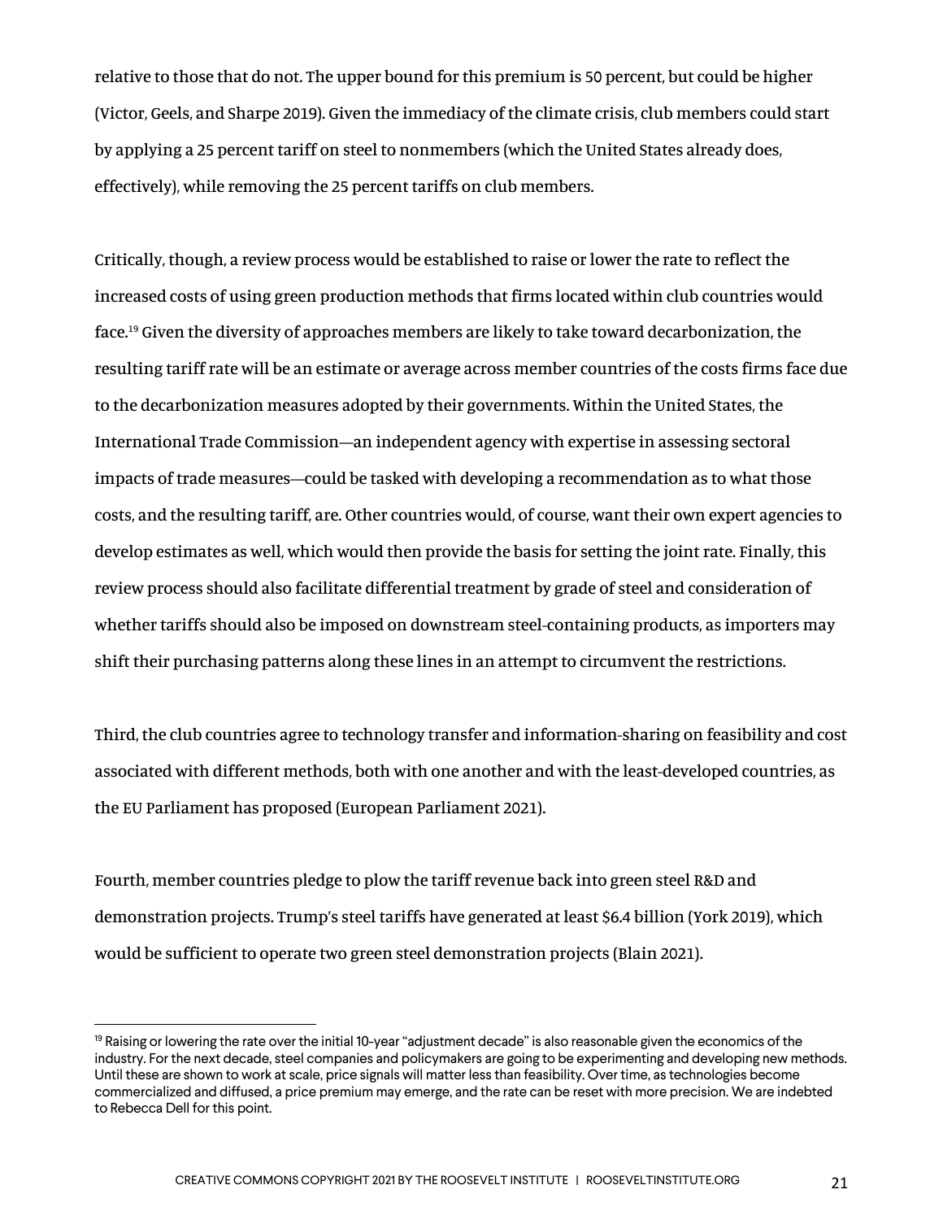relative to those that do not. The upper bound for this premium is 50 percent, but could be higher (Victor, Geels, and Sharpe 2019). Given the immediacy of the climate crisis, club members could start by applying a 25 percent tariff on steel to nonmembers (which the United States already does, effectively), while removing the 25 percent tariffs on club members.

Critically, though, a review process would be established to raise or lower the rate to reflect the increased costs of using green production methods that firms located within club countries would face.[19] Given the diversity of approaches members are likely to take toward decarbonization, the resulting tariff rate will be an estimate or average across member countries of the costs firms face due to the decarbonization measures adopted by their governments. Within the United States, the International Trade Commission—an independent agency with expertise in assessing sectoral impacts of trade measures—could be tasked with developing a recommendation as to what those costs, and the resulting tariff, are. Other countries would, of course, want their own expert agencies to develop estimates as well, which would then provide the basis for setting the joint rate. Finally, this review process should also facilitate differential treatment by grade of steel and consideration of whether tariffs should also be imposed on downstream steel-containing products, as importers may shift their purchasing patterns along these lines in an attempt to circumvent the restrictions.

Third, the club countries agree to technology transfer and information-sharing on feasibility and cost associated with different methods, both with one another and with the least-developed countries, as the EU Parliament has proposed (European Parliament 2021).

Fourth, member countries pledge to plow the tariff revenue back into green steel R&D and demonstration projects. Trump's steel tariffs have generated at least $6.4 billion (York 2019), which would be sufficient to operate two green steel demonstration projects (Blain 2021).

---

[19] Raising or lowering the rate over the initial 10-year "adjustment decade" is also reasonable given the economics of the industry. For the next decade, steel companies and policymakers are going to be experimenting and developing new methods. Until these are shown to work at scale, price signals will matter less than feasibility. Over time, as technologies become commercialized and diffused, a price premium may emerge, and the rate can be reset with more precision. We are indebted to Rebecca Dell for this point.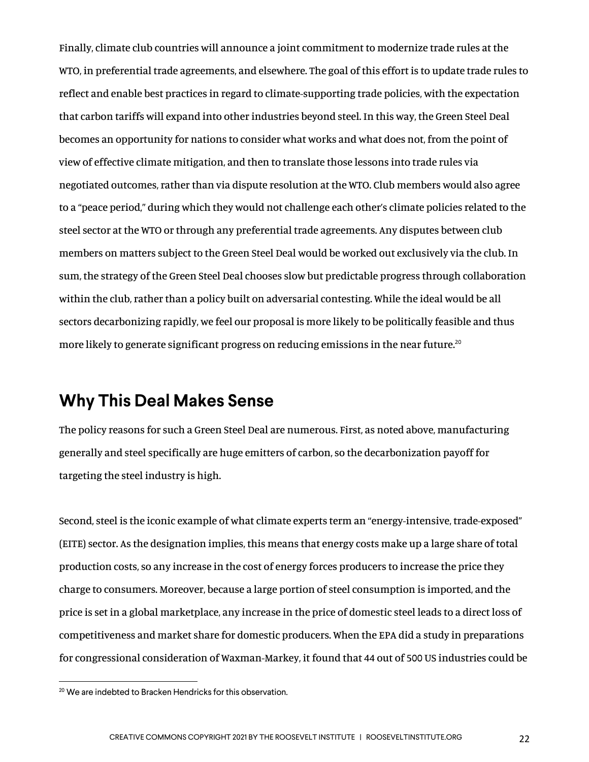Finally, climate club countries will announce a joint commitment to modernize trade rules at the WTO, in preferential trade agreements, and elsewhere. The goal of this effort is to update trade rules to reflect and enable best practices in regard to climate-supporting trade policies, with the expectation that carbon tariffs will expand into other industries beyond steel. In this way, the Green Steel Deal becomes an opportunity for nations to consider what works and what does not, from the point of view of effective climate mitigation, and then to translate those lessons into trade rules via negotiated outcomes, rather than via dispute resolution at the WTO. Club members would also agree to a "peace period," during which they would not challenge each other's climate policies related to the steel sector at the WTO or through any preferential trade agreements. Any disputes between club members on matters subject to the Green Steel Deal would be worked out exclusively via the club. In sum, the strategy of the Green Steel Deal chooses slow but predictable progress through collaboration within the club, rather than a policy built on adversarial contesting. While the ideal would be all sectors decarbonizing rapidly, we feel our proposal is more likely to be politically feasible and thus more likely to generate significant progress on reducing emissions in the near future.[20]

## Why This Deal Makes Sense

The policy reasons for such a Green Steel Deal are numerous. First, as noted above, manufacturing generally and steel specifically are huge emitters of carbon, so the decarbonization payoff for targeting the steel industry is high.

Second, steel is the iconic example of what climate experts term an "energy-intensive, trade-exposed" (EITE) sector. As the designation implies, this means that energy costs make up a large share of total production costs, so any increase in the cost of energy forces producers to increase the price they charge to consumers. Moreover, because a large portion of steel consumption is imported, and the price is set in a global marketplace, any increase in the price of domestic steel leads to a direct loss of competitiveness and market share for domestic producers. When the EPA did a study in preparations for congressional consideration of Waxman-Markey, it found that 44 out of 500 US industries could be

---

[20] We are indebted to Bracken Hendricks for this observation.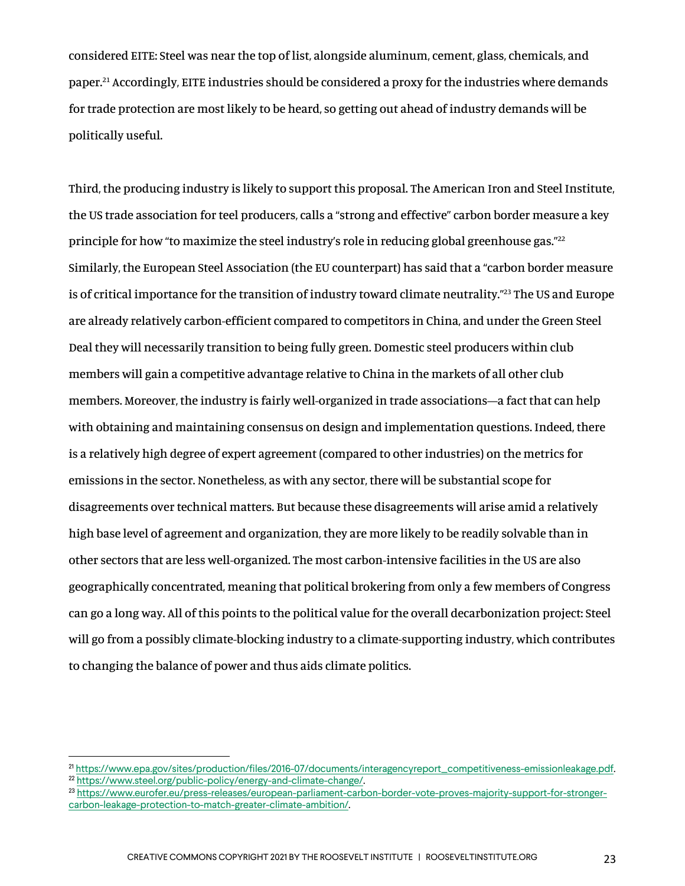considered EITE: Steel was near the top of list, alongside aluminum, cement, glass, chemicals, and paper.[21] Accordingly, EITE industries should be considered a proxy for the industries where demands for trade protection are most likely to be heard, so getting out ahead of industry demands will be politically useful.

Third, the producing industry is likely to support this proposal. The American Iron and Steel Institute, the US trade association for teel producers, calls a "strong and effective" carbon border measure a key principle for how "to maximize the steel industry's role in reducing global greenhouse gas."[22] Similarly, the European Steel Association (the EU counterpart) has said that a "carbon border measure is of critical importance for the transition of industry toward climate neutrality."[23] The US and Europe are already relatively carbon-efficient compared to competitors in China, and under the Green Steel Deal they will necessarily transition to being fully green. Domestic steel producers within club members will gain a competitive advantage relative to China in the markets of all other club members. Moreover, the industry is fairly well-organized in trade associations—a fact that can help with obtaining and maintaining consensus on design and implementation questions. Indeed, there is a relatively high degree of expert agreement (compared to other industries) on the metrics for emissions in the sector. Nonetheless, as with any sector, there will be substantial scope for disagreements over technical matters. But because these disagreements will arise amid a relatively high base level of agreement and organization, they are more likely to be readily solvable than in other sectors that are less well-organized. The most carbon-intensive facilities in the US are also geographically concentrated, meaning that political brokering from only a few members of Congress can go a long way. All of this points to the political value for the overall decarbonization project: Steel will go from a possibly climate-blocking industry to a climate-supporting industry, which contributes to changing the balance of power and thus aids climate politics.

---

[21] https://www.epa.gov/sites/production/files/2016-07/documents/interagencyreport_competitiveness-emissionleakage.pdf.

[22] https://www.steel.org/public-policy/energy-and-climate-change/.

[23] https://www.eurofer.eu/press-releases/european-parliament-carbon-border-vote-proves-majority-support-for-stronger-carbon-leakage-protection-to-match-greater-climate-ambition/.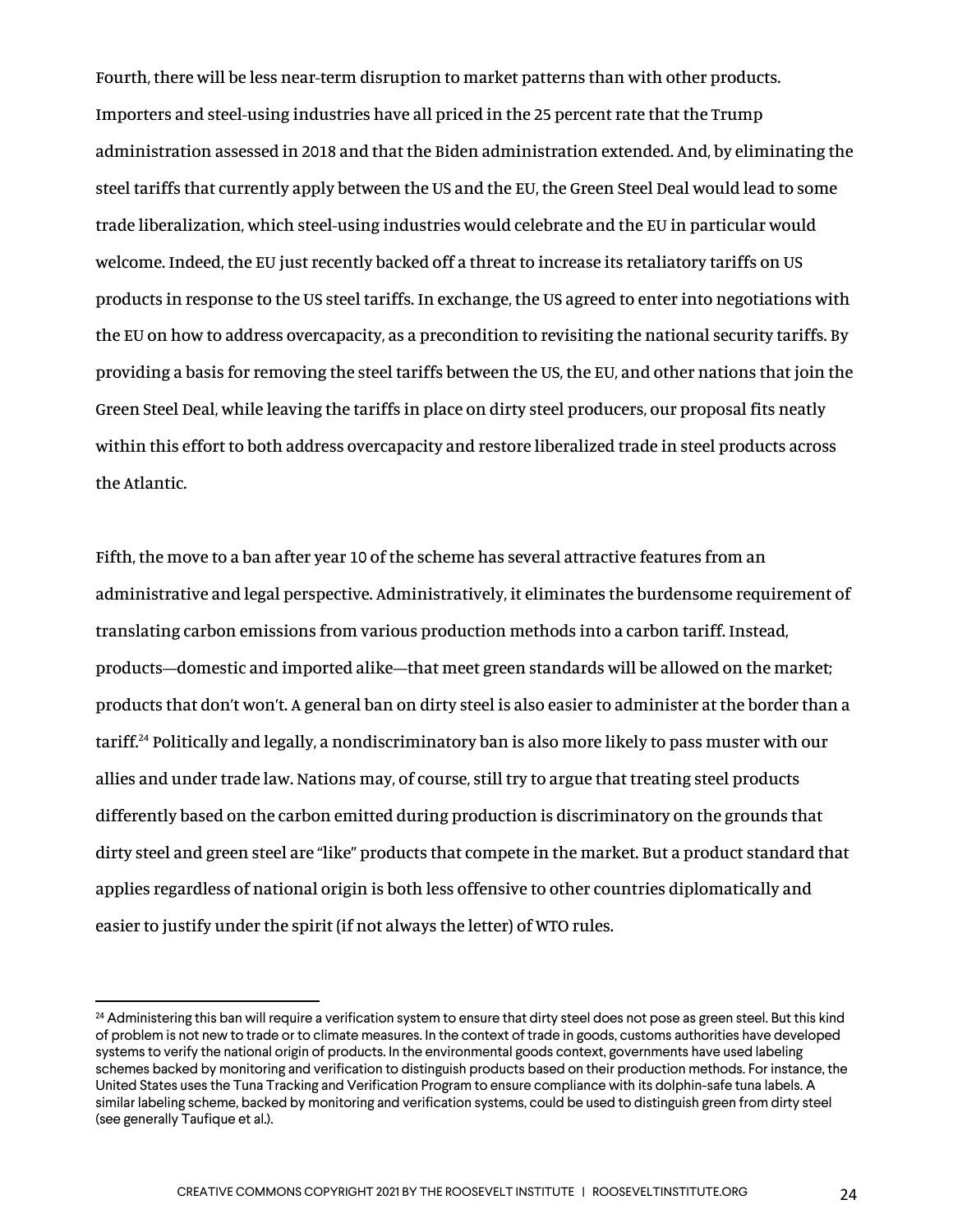Fourth, there will be less near-term disruption to market patterns than with other products. Importers and steel-using industries have all priced in the 25 percent rate that the Trump administration assessed in 2018 and that the Biden administration extended. And, by eliminating the steel tariffs that currently apply between the US and the EU, the Green Steel Deal would lead to some trade liberalization, which steel-using industries would celebrate and the EU in particular would welcome. Indeed, the EU just recently backed off a threat to increase its retaliatory tariffs on US products in response to the US steel tariffs. In exchange, the US agreed to enter into negotiations with the EU on how to address overcapacity, as a precondition to revisiting the national security tariffs. By providing a basis for removing the steel tariffs between the US, the EU, and other nations that join the Green Steel Deal, while leaving the tariffs in place on dirty steel producers, our proposal fits neatly within this effort to both address overcapacity and restore liberalized trade in steel products across the Atlantic.

Fifth, the move to a ban after year 10 of the scheme has several attractive features from an administrative and legal perspective. Administratively, it eliminates the burdensome requirement of translating carbon emissions from various production methods into a carbon tariff. Instead, products—domestic and imported alike—that meet green standards will be allowed on the market; products that don't won't. A general ban on dirty steel is also easier to administer at the border than a tariff.[24] Politically and legally, a nondiscriminatory ban is also more likely to pass muster with our allies and under trade law. Nations may, of course, still try to argue that treating steel products differently based on the carbon emitted during production is discriminatory on the grounds that dirty steel and green steel are "like" products that compete in the market. But a product standard that applies regardless of national origin is both less offensive to other countries diplomatically and easier to justify under the spirit (if not always the letter) of WTO rules.

---

[24] Administering this ban will require a verification system to ensure that dirty steel does not pose as green steel. But this kind of problem is not new to trade or to climate measures. In the context of trade in goods, customs authorities have developed systems to verify the national origin of products. In the environmental goods context, governments have used labeling schemes backed by monitoring and verification to distinguish products based on their production methods. For instance, the United States uses the Tuna Tracking and Verification Program to ensure compliance with its dolphin-safe tuna labels. A similar labeling scheme, backed by monitoring and verification systems, could be used to distinguish green from dirty steel (see generally Taufique et al.).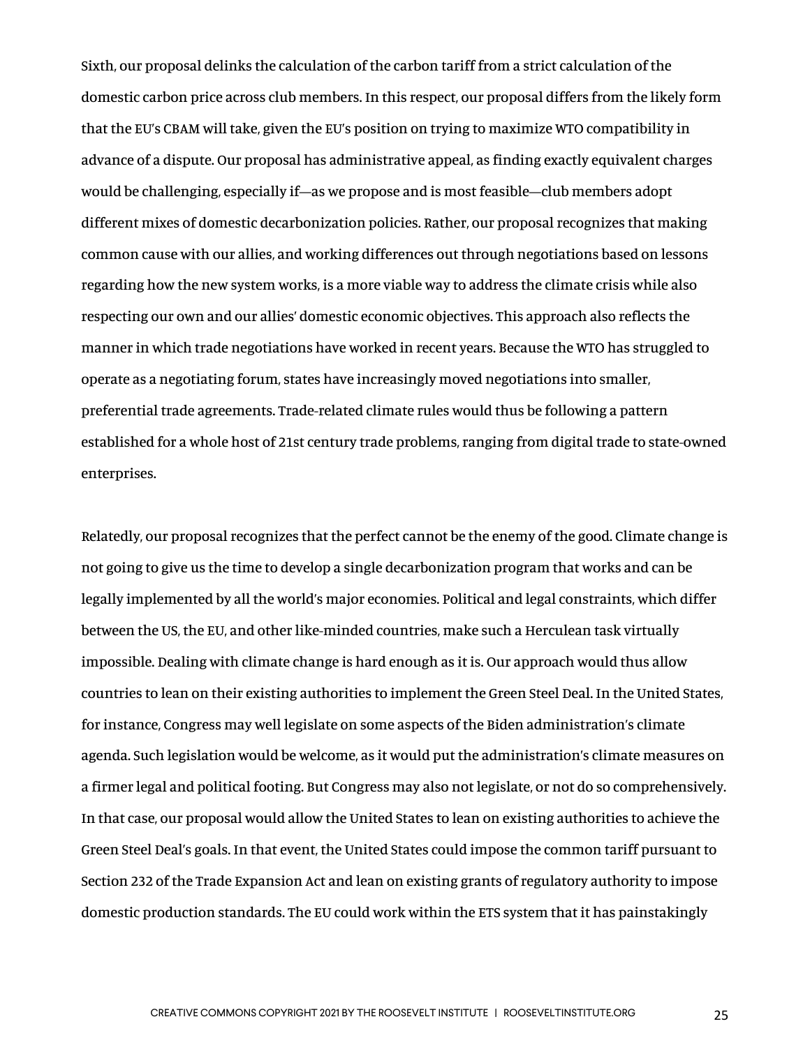Sixth, our proposal delinks the calculation of the carbon tariff from a strict calculation of the domestic carbon price across club members. In this respect, our proposal differs from the likely form that the EU's CBAM will take, given the EU's position on trying to maximize WTO compatibility in advance of a dispute. Our proposal has administrative appeal, as finding exactly equivalent charges would be challenging, especially if—as we propose and is most feasible—club members adopt different mixes of domestic decarbonization policies. Rather, our proposal recognizes that making common cause with our allies, and working differences out through negotiations based on lessons regarding how the new system works, is a more viable way to address the climate crisis while also respecting our own and our allies' domestic economic objectives. This approach also reflects the manner in which trade negotiations have worked in recent years. Because the WTO has struggled to operate as a negotiating forum, states have increasingly moved negotiations into smaller, preferential trade agreements. Trade-related climate rules would thus be following a pattern established for a whole host of 21st century trade problems, ranging from digital trade to state-owned enterprises.

Relatedly, our proposal recognizes that the perfect cannot be the enemy of the good. Climate change is not going to give us the time to develop a single decarbonization program that works and can be legally implemented by all the world's major economies. Political and legal constraints, which differ between the US, the EU, and other like-minded countries, make such a Herculean task virtually impossible. Dealing with climate change is hard enough as it is. Our approach would thus allow countries to lean on their existing authorities to implement the Green Steel Deal. In the United States, for instance, Congress may well legislate on some aspects of the Biden administration's climate agenda. Such legislation would be welcome, as it would put the administration's climate measures on a firmer legal and political footing. But Congress may also not legislate, or not do so comprehensively. In that case, our proposal would allow the United States to lean on existing authorities to achieve the Green Steel Deal's goals. In that event, the United States could impose the common tariff pursuant to Section 232 of the Trade Expansion Act and lean on existing grants of regulatory authority to impose domestic production standards. The EU could work within the ETS system that it has painstakingly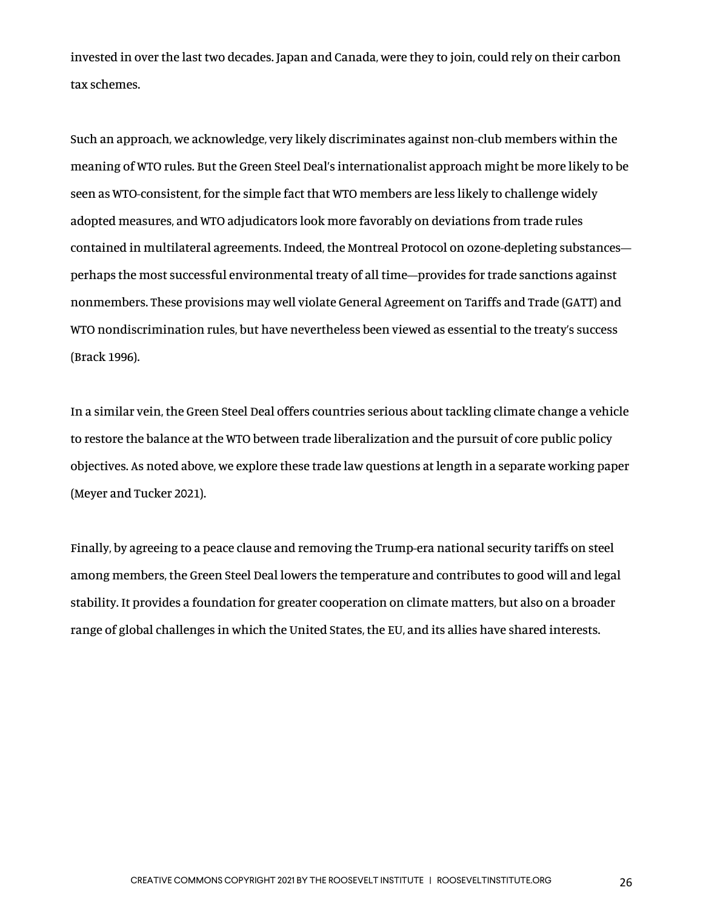invested in over the last two decades. Japan and Canada, were they to join, could rely on their carbon tax schemes.

Such an approach, we acknowledge, very likely discriminates against non-club members within the meaning of WTO rules. But the Green Steel Deal's internationalist approach might be more likely to be seen as WTO-consistent, for the simple fact that WTO members are less likely to challenge widely adopted measures, and WTO adjudicators look more favorably on deviations from trade rules contained in multilateral agreements. Indeed, the Montreal Protocol on ozone-depleting substances—perhaps the most successful environmental treaty of all time—provides for trade sanctions against nonmembers. These provisions may well violate General Agreement on Tariffs and Trade (GATT) and WTO nondiscrimination rules, but have nevertheless been viewed as essential to the treaty's success (Brack 1996).

In a similar vein, the Green Steel Deal offers countries serious about tackling climate change a vehicle to restore the balance at the WTO between trade liberalization and the pursuit of core public policy objectives. As noted above, we explore these trade law questions at length in a separate working paper (Meyer and Tucker 2021).

Finally, by agreeing to a peace clause and removing the Trump-era national security tariffs on steel among members, the Green Steel Deal lowers the temperature and contributes to good will and legal stability. It provides a foundation for greater cooperation on climate matters, but also on a broader range of global challenges in which the United States, the EU, and its allies have shared interests.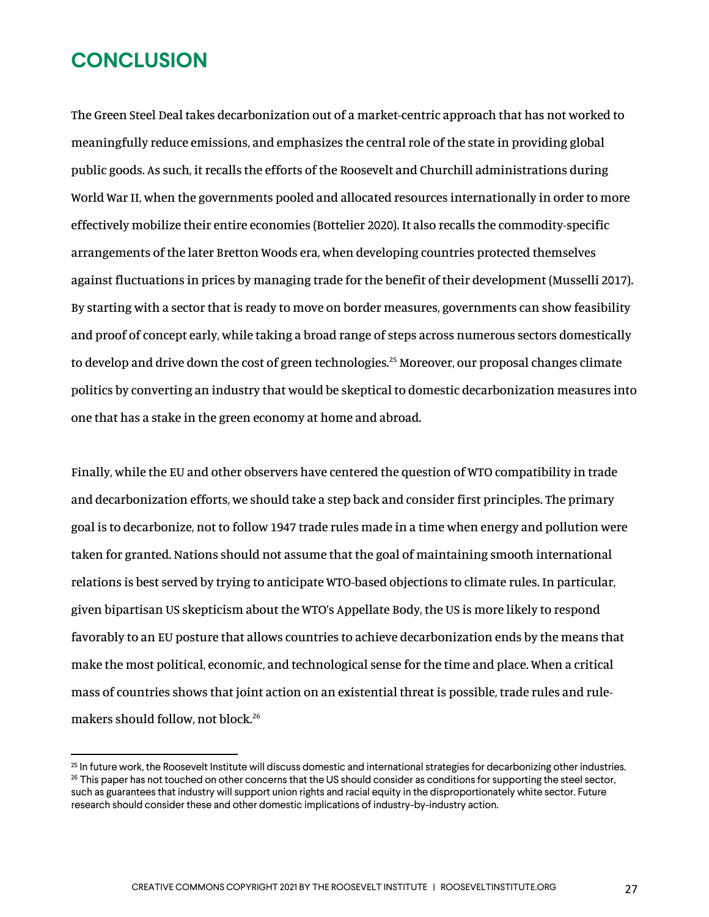## CONCLUSION

The Green Steel Deal takes decarbonization out of a market-centric approach that has not worked to meaningfully reduce emissions, and emphasizes the central role of the state in providing global public goods. As such, it recalls the efforts of the Roosevelt and Churchill administrations during World War II, when the governments pooled and allocated resources internationally in order to more effectively mobilize their entire economies (Bottelier 2020). It also recalls the commodity-specific arrangements of the later Bretton Woods era, when developing countries protected themselves against fluctuations in prices by managing trade for the benefit of their development (Musselli 2017). By starting with a sector that is ready to move on border measures, governments can show feasibility and proof of concept early, while taking a broad range of steps across numerous sectors domestically to develop and drive down the cost of green technologies.[25] Moreover, our proposal changes climate politics by converting an industry that would be skeptical to domestic decarbonization measures into one that has a stake in the green economy at home and abroad.

Finally, while the EU and other observers have centered the question of WTO compatibility in trade and decarbonization efforts, we should take a step back and consider first principles. The primary goal is to decarbonize, not to follow 1947 trade rules made in a time when energy and pollution were taken for granted. Nations should not assume that the goal of maintaining smooth international relations is best served by trying to anticipate WTO-based objections to climate rules. In particular, given bipartisan US skepticism about the WTO's Appellate Body, the US is more likely to respond favorably to an EU posture that allows countries to achieve decarbonization ends by the means that make the most political, economic, and technological sense for the time and place. When a critical mass of countries shows that joint action on an existential threat is possible, trade rules and rule-makers should follow, not block.[26]

---

[25] In future work, the Roosevelt Institute will discuss domestic and international strategies for decarbonizing other industries.

[26] This paper has not touched on other concerns that the US should consider as conditions for supporting the steel sector, such as guarantees that industry will support union rights and racial equity in the disproportionately white sector. Future research should consider these and other domestic implications of industry-by-industry action.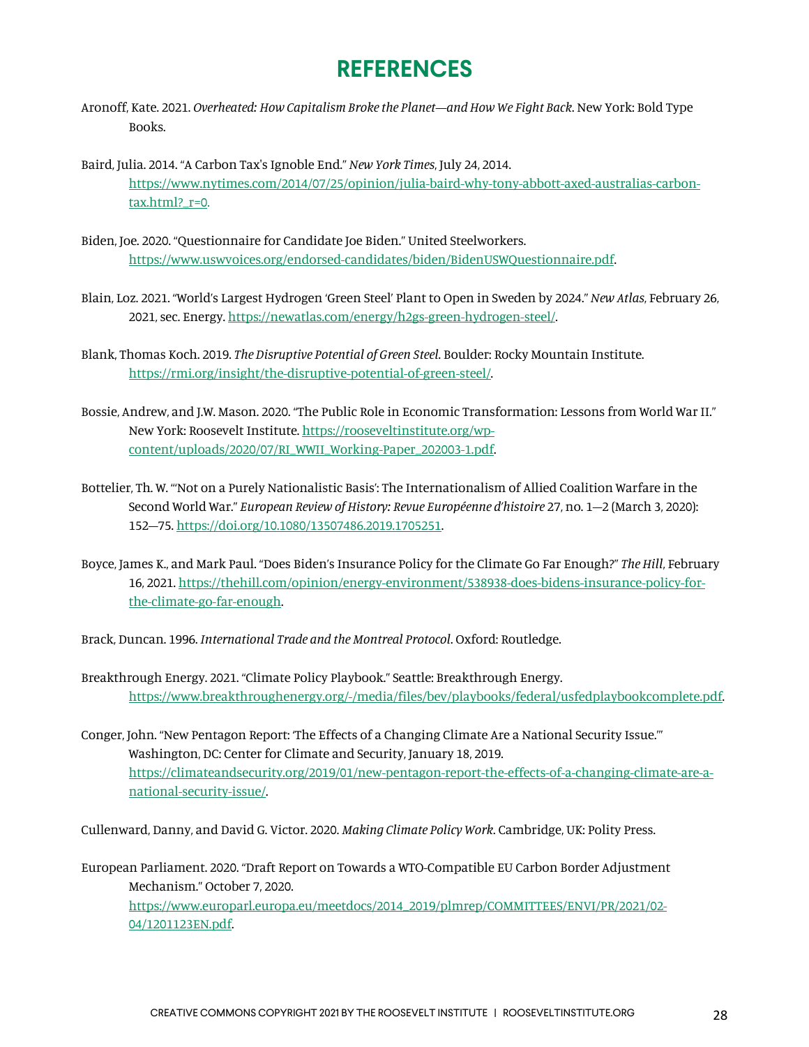# REFERENCES

Aronoff, Kate. 2021. *Overheated: How Capitalism Broke the Planet—and How We Fight Back*. New York: Bold Type Books.

Baird, Julia. 2014. "A Carbon Tax's Ignoble End." *New York Times*, July 24, 2014. https://www.nytimes.com/2014/07/25/opinion/julia-baird-why-tony-abbott-axed-australias-carbon-tax.html?_r=0.

Biden, Joe. 2020. "Questionnaire for Candidate Joe Biden." United Steelworkers. https://www.uswvoices.org/endorsed-candidates/biden/BidenUSWQuestionnaire.pdf.

Blain, Loz. 2021. "World's Largest Hydrogen 'Green Steel' Plant to Open in Sweden by 2024." *New Atlas*, February 26, 2021, sec. Energy. https://newatlas.com/energy/h2gs-green-hydrogen-steel/.

Blank, Thomas Koch. 2019. *The Disruptive Potential of Green Steel*. Boulder: Rocky Mountain Institute. https://rmi.org/insight/the-disruptive-potential-of-green-steel/.

Bossie, Andrew, and J.W. Mason. 2020. "The Public Role in Economic Transformation: Lessons from World War II." New York: Roosevelt Institute. https://rooseveltinstitute.org/wp-content/uploads/2020/07/RI_WWII_Working-Paper_202003-1.pdf.

Bottelier, Th. W. "'Not on a Purely Nationalistic Basis': The Internationalism of Allied Coalition Warfare in the Second World War." *European Review of History: Revue Européenne d'histoire* 27, no. 1—2 (March 3, 2020): 152—75. https://doi.org/10.1080/13507486.2019.1705251.

Boyce, James K., and Mark Paul. "Does Biden's Insurance Policy for the Climate Go Far Enough?" *The Hill*, February 16, 2021. https://thehill.com/opinion/energy-environment/538938-does-bidens-insurance-policy-for-the-climate-go-far-enough.

Brack, Duncan. 1996. *International Trade and the Montreal Protocol*. Oxford: Routledge.

Breakthrough Energy. 2021. "Climate Policy Playbook." Seattle: Breakthrough Energy. https://www.breakthroughenergy.org/-/media/files/bev/playbooks/federal/usfedplaybookcomplete.pdf.

Conger, John. "New Pentagon Report: 'The Effects of a Changing Climate Are a National Security Issue.'" Washington, DC: Center for Climate and Security, January 18, 2019. https://climateandsecurity.org/2019/01/new-pentagon-report-the-effects-of-a-changing-climate-are-a-national-security-issue/.

Cullenward, Danny, and David G. Victor. 2020. *Making Climate Policy Work*. Cambridge, UK: Polity Press.

European Parliament. 2020. "Draft Report on Towards a WTO-Compatible EU Carbon Border Adjustment Mechanism." October 7, 2020. https://www.europarl.europa.eu/meetdocs/2014_2019/plmrep/COMMITTEES/ENVI/PR/2021/02-04/1201123EN.pdf.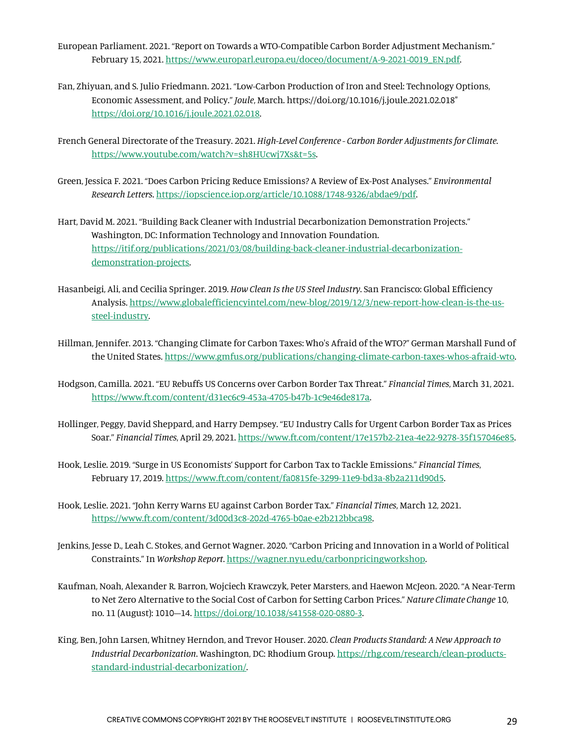European Parliament. 2021. "Report on Towards a WTO-Compatible Carbon Border Adjustment Mechanism." February 15, 2021. https://www.europarl.europa.eu/doceo/document/A-9-2021-0019_EN.pdf.

Fan, Zhiyuan, and S. Julio Friedmann. 2021. "Low-Carbon Production of Iron and Steel: Technology Options, Economic Assessment, and Policy." *Joule*, March. https://doi.org/10.1016/j.joule.2021.02.018" https://doi.org/10.1016/j.joule.2021.02.018.

French General Directorate of the Treasury. 2021. *High-Level Conference - Carbon Border Adjustments for Climate*. https://www.youtube.com/watch?v=sh8HUcwj7Xs&t=5s.

Green, Jessica F. 2021. "Does Carbon Pricing Reduce Emissions? A Review of Ex-Post Analyses." *Environmental Research Letters*. https://iopscience.iop.org/article/10.1088/1748-9326/abdae9/pdf.

Hart, David M. 2021. "Building Back Cleaner with Industrial Decarbonization Demonstration Projects." Washington, DC: Information Technology and Innovation Foundation. https://itif.org/publications/2021/03/08/building-back-cleaner-industrial-decarbonization-demonstration-projects.

Hasanbeigi, Ali, and Cecilia Springer. 2019. *How Clean Is the US Steel Industry*. San Francisco: Global Efficiency Analysis. https://www.globalefficiencyintel.com/new-blog/2019/12/3/new-report-how-clean-is-the-us-steel-industry.

Hillman, Jennifer. 2013. "Changing Climate for Carbon Taxes: Who's Afraid of the WTO?" German Marshall Fund of the United States. https://www.gmfus.org/publications/changing-climate-carbon-taxes-whos-afraid-wto.

Hodgson, Camilla. 2021. "EU Rebuffs US Concerns over Carbon Border Tax Threat." *Financial Times*, March 31, 2021. https://www.ft.com/content/d31ec6c9-453a-4705-b47b-1c9e46de817a.

Hollinger, Peggy, David Sheppard, and Harry Dempsey. "EU Industry Calls for Urgent Carbon Border Tax as Prices Soar." *Financial Times*, April 29, 2021. https://www.ft.com/content/17e157b2-21ea-4e22-9278-35f157046e85.

Hook, Leslie. 2019. "Surge in US Economists' Support for Carbon Tax to Tackle Emissions." *Financial Times*, February 17, 2019. https://www.ft.com/content/fa0815fe-3299-11e9-bd3a-8b2a211d90d5.

Hook, Leslie. 2021. "John Kerry Warns EU against Carbon Border Tax." *Financial Times*, March 12, 2021. https://www.ft.com/content/3d00d3c8-202d-4765-b0ae-e2b212bbca98.

Jenkins, Jesse D., Leah C. Stokes, and Gernot Wagner. 2020. "Carbon Pricing and Innovation in a World of Political Constraints." In *Workshop Report*. https://wagner.nyu.edu/carbonpricingworkshop.

Kaufman, Noah, Alexander R. Barron, Wojciech Krawczyk, Peter Marsters, and Haewon McJeon. 2020. "A Near-Term to Net Zero Alternative to the Social Cost of Carbon for Setting Carbon Prices." *Nature Climate Change* 10, no. 11 (August): 1010—14. https://doi.org/10.1038/s41558-020-0880-3.

King, Ben, John Larsen, Whitney Herndon, and Trevor Houser. 2020. *Clean Products Standard: A New Approach to Industrial Decarbonization*. Washington, DC: Rhodium Group. https://rhg.com/research/clean-products-standard-industrial-decarbonization/.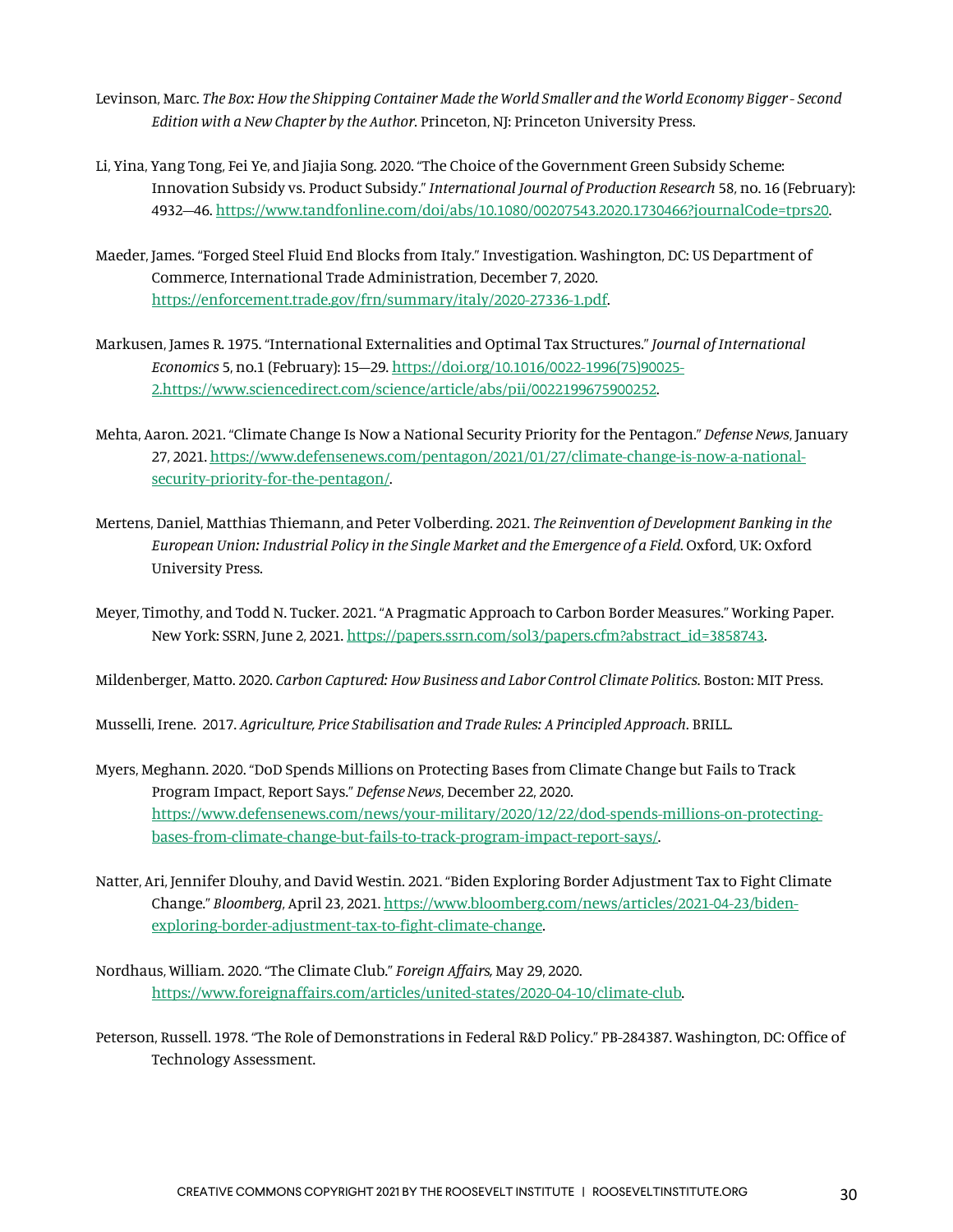Levinson, Marc. *The Box: How the Shipping Container Made the World Smaller and the World Economy Bigger - Second Edition with a New Chapter by the Author*. Princeton, NJ: Princeton University Press.

Li, Yina, Yang Tong, Fei Ye, and Jiajia Song. 2020. "The Choice of the Government Green Subsidy Scheme: Innovation Subsidy vs. Product Subsidy." *International Journal of Production Research* 58, no. 16 (February): 4932—46. https://www.tandfonline.com/doi/abs/10.1080/00207543.2020.1730466?journalCode=tprs20.

Maeder, James. "Forged Steel Fluid End Blocks from Italy." Investigation. Washington, DC: US Department of Commerce, International Trade Administration, December 7, 2020. https://enforcement.trade.gov/frn/summary/italy/2020-27336-1.pdf.

Markusen, James R. 1975. "International Externalities and Optimal Tax Structures." *Journal of International Economics* 5, no.1 (February): 15—29. https://doi.org/10.1016/0022-1996(75)90025-2.https://www.sciencedirect.com/science/article/abs/pii/0022199675900252.

Mehta, Aaron. 2021. "Climate Change Is Now a National Security Priority for the Pentagon." *Defense News*, January 27, 2021. https://www.defensenews.com/pentagon/2021/01/27/climate-change-is-now-a-national-security-priority-for-the-pentagon/.

Mertens, Daniel, Matthias Thiemann, and Peter Volberding. 2021. *The Reinvention of Development Banking in the European Union: Industrial Policy in the Single Market and the Emergence of a Field.* Oxford, UK: Oxford University Press.

Meyer, Timothy, and Todd N. Tucker. 2021. "A Pragmatic Approach to Carbon Border Measures." Working Paper. New York: SSRN, June 2, 2021. https://papers.ssrn.com/sol3/papers.cfm?abstract_id=3858743.

Mildenberger, Matto. 2020. *Carbon Captured: How Business and Labor Control Climate Politics*. Boston: MIT Press.

Musselli, Irene. 2017. *Agriculture, Price Stabilisation and Trade Rules: A Principled Approach*. BRILL.

Myers, Meghann. 2020. "DoD Spends Millions on Protecting Bases from Climate Change but Fails to Track Program Impact, Report Says." *Defense News*, December 22, 2020. https://www.defensenews.com/news/your-military/2020/12/22/dod-spends-millions-on-protecting-bases-from-climate-change-but-fails-to-track-program-impact-report-says/.

Natter, Ari, Jennifer Dlouhy, and David Westin. 2021. "Biden Exploring Border Adjustment Tax to Fight Climate Change." *Bloomberg*, April 23, 2021. https://www.bloomberg.com/news/articles/2021-04-23/biden-exploring-border-adjustment-tax-to-fight-climate-change.

Nordhaus, William. 2020. "The Climate Club." *Foreign Affairs,* May 29, 2020. https://www.foreignaffairs.com/articles/united-states/2020-04-10/climate-club.

Peterson, Russell. 1978. "The Role of Demonstrations in Federal R&D Policy." PB-284387. Washington, DC: Office of Technology Assessment.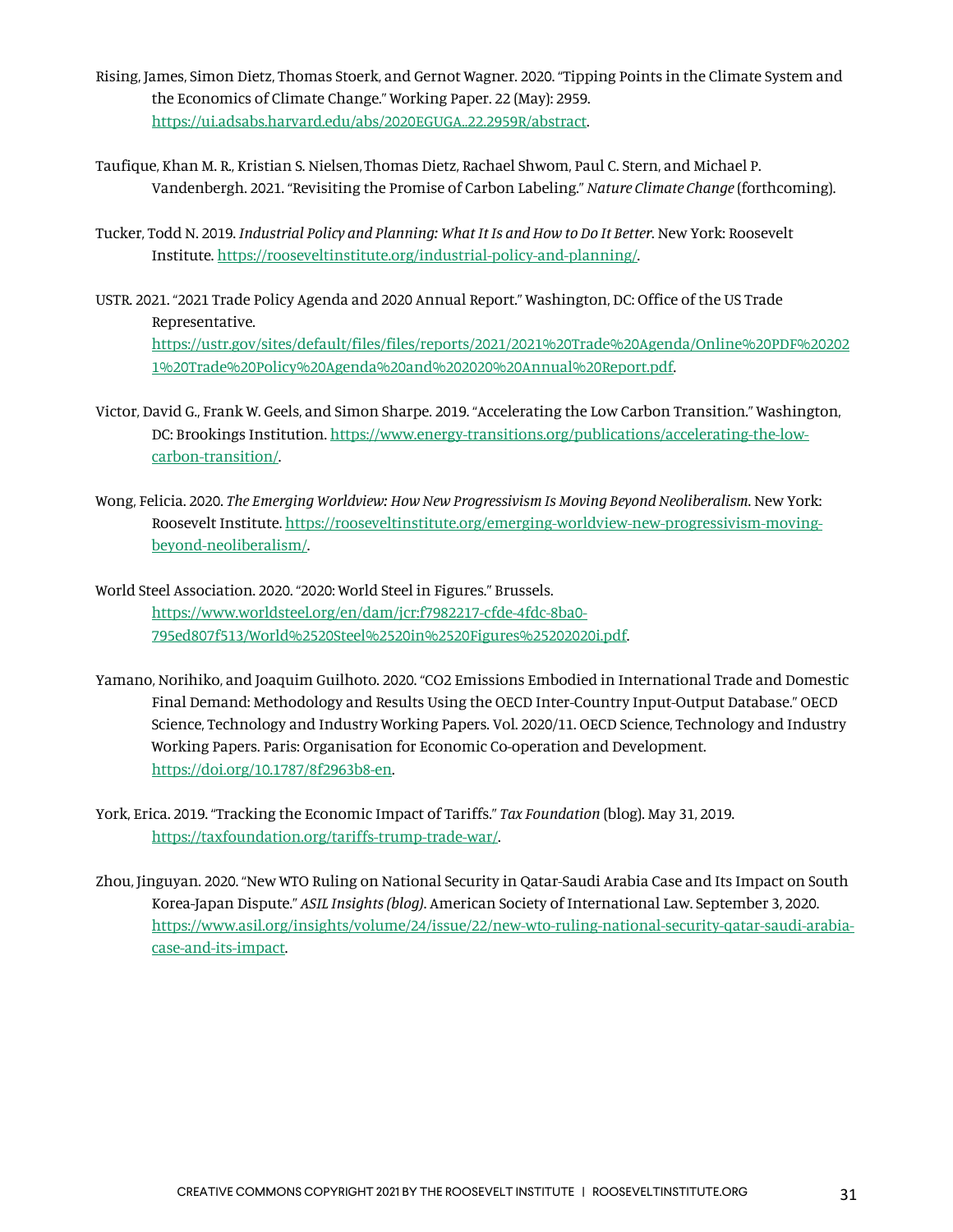Rising, James, Simon Dietz, Thomas Stoerk, and Gernot Wagner. 2020. "Tipping Points in the Climate System and the Economics of Climate Change." Working Paper. 22 (May): 2959. https://ui.adsabs.harvard.edu/abs/2020EGUGA..22.2959R/abstract.

Taufique, Khan M. R., Kristian S. Nielsen, Thomas Dietz, Rachael Shwom, Paul C. Stern, and Michael P. Vandenbergh. 2021. "Revisiting the Promise of Carbon Labeling." *Nature Climate Change* (forthcoming).

Tucker, Todd N. 2019. *Industrial Policy and Planning: What It Is and How to Do It Better*. New York: Roosevelt Institute. https://rooseveltinstitute.org/industrial-policy-and-planning/.

USTR. 2021. "2021 Trade Policy Agenda and 2020 Annual Report." Washington, DC: Office of the US Trade Representative. https://ustr.gov/sites/default/files/files/reports/2021/2021%20Trade%20Agenda/Online%20PDF%202021%20Trade%20Policy%20Agenda%20and%202020%20Annual%20Report.pdf.

Victor, David G., Frank W. Geels, and Simon Sharpe. 2019. "Accelerating the Low Carbon Transition." Washington, DC: Brookings Institution. https://www.energy-transitions.org/publications/accelerating-the-low-carbon-transition/.

Wong, Felicia. 2020. *The Emerging Worldview: How New Progressivism Is Moving Beyond Neoliberalism*. New York: Roosevelt Institute. https://rooseveltinstitute.org/emerging-worldview-new-progressivism-moving-beyond-neoliberalism/.

World Steel Association. 2020. "2020: World Steel in Figures." Brussels. https://www.worldsteel.org/en/dam/jcr:f7982217-cfde-4fdc-8ba0-795ed807f513/World%2520Steel%2520in%2520Figures%25202020i.pdf.

Yamano, Norihiko, and Joaquim Guilhoto. 2020. "CO2 Emissions Embodied in International Trade and Domestic Final Demand: Methodology and Results Using the OECD Inter-Country Input-Output Database." OECD Science, Technology and Industry Working Papers. Vol. 2020/11. OECD Science, Technology and Industry Working Papers. Paris: Organisation for Economic Co-operation and Development. https://doi.org/10.1787/8f2963b8-en.

York, Erica. 2019. "Tracking the Economic Impact of Tariffs." *Tax Foundation* (blog). May 31, 2019. https://taxfoundation.org/tariffs-trump-trade-war/.

Zhou, Jinguyan. 2020. "New WTO Ruling on National Security in Qatar-Saudi Arabia Case and Its Impact on South Korea-Japan Dispute." *ASIL Insights (blog)*. American Society of International Law. September 3, 2020. https://www.asil.org/insights/volume/24/issue/22/new-wto-ruling-national-security-qatar-saudi-arabia-case-and-its-impact.